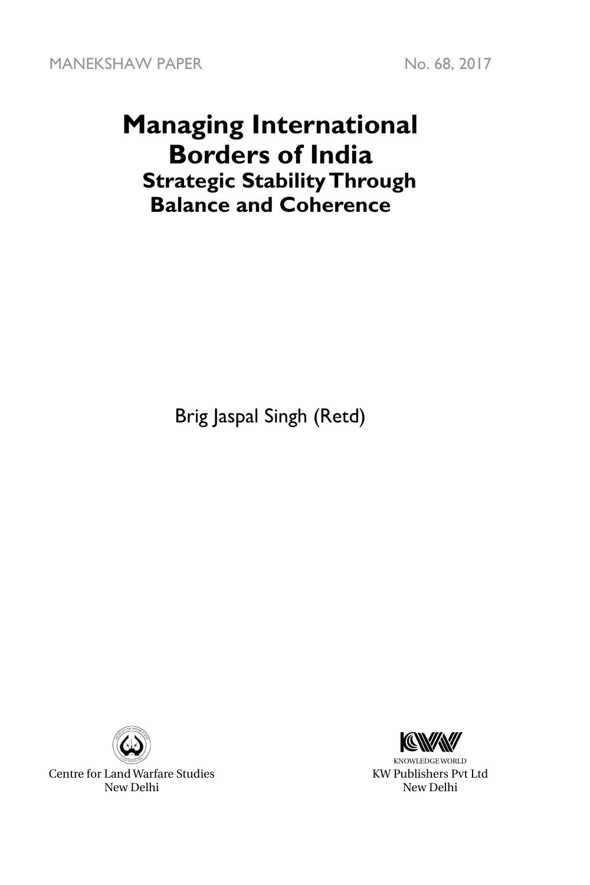MANEKSHAW PAPER No. 68, 2017

# Managing International Borders of India

## Strategic Stability Through Balance and Coherence

Brig Jaspal Singh (Retd)

Centre for Land Warfare Studies
New Delhi

KNOWLEDGE WORLD
KW Publishers Pvt Ltd
New Delhi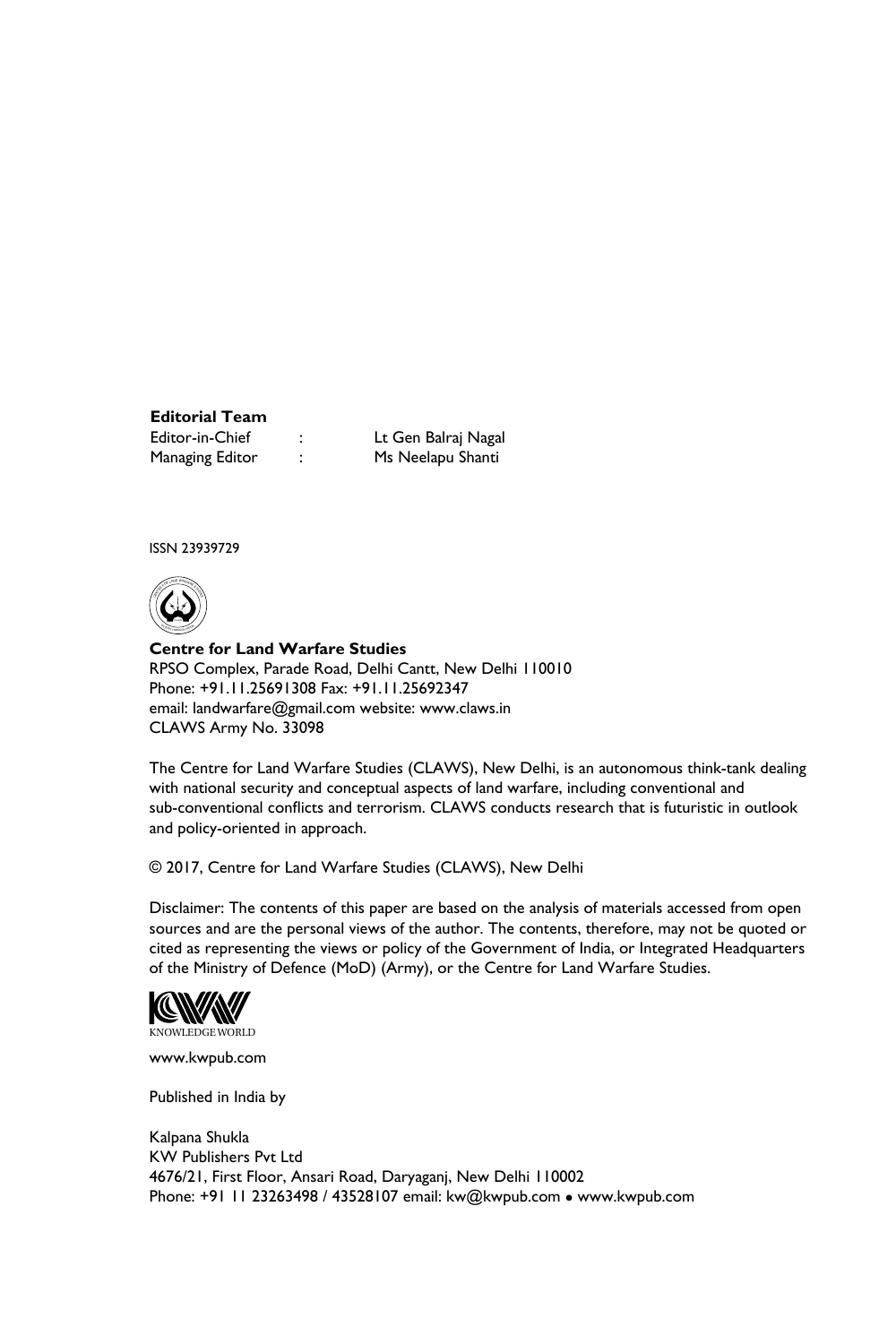**Editorial Team**

| | | |
|---|---|---|
| Editor-in-Chief | : | Lt Gen Balraj Nagal |
| Managing Editor | : | Ms Neelapu Shanti |

ISSN 23939729

**Centre for Land Warfare Studies**
RPSO Complex, Parade Road, Delhi Cantt, New Delhi 110010
Phone: +91.11.25691308 Fax: +91.11.25692347
email: landwarfare@gmail.com website: www.claws.in
CLAWS Army No. 33098

The Centre for Land Warfare Studies (CLAWS), New Delhi, is an autonomous think-tank dealing with national security and conceptual aspects of land warfare, including conventional and sub-conventional conflicts and terrorism. CLAWS conducts research that is futuristic in outlook and policy-oriented in approach.

© 2017, Centre for Land Warfare Studies (CLAWS), New Delhi

Disclaimer: The contents of this paper are based on the analysis of materials accessed from open sources and are the personal views of the author. The contents, therefore, may not be quoted or cited as representing the views or policy of the Government of India, or Integrated Headquarters of the Ministry of Defence (MoD) (Army), or the Centre for Land Warfare Studies.

KNOWLEDGE WORLD

www.kwpub.com

Published in India by

Kalpana Shukla
KW Publishers Pvt Ltd
4676/21, First Floor, Ansari Road, Daryaganj, New Delhi 110002
Phone: +91 11 23263498 / 43528107 email: kw@kwpub.com • www.kwpub.com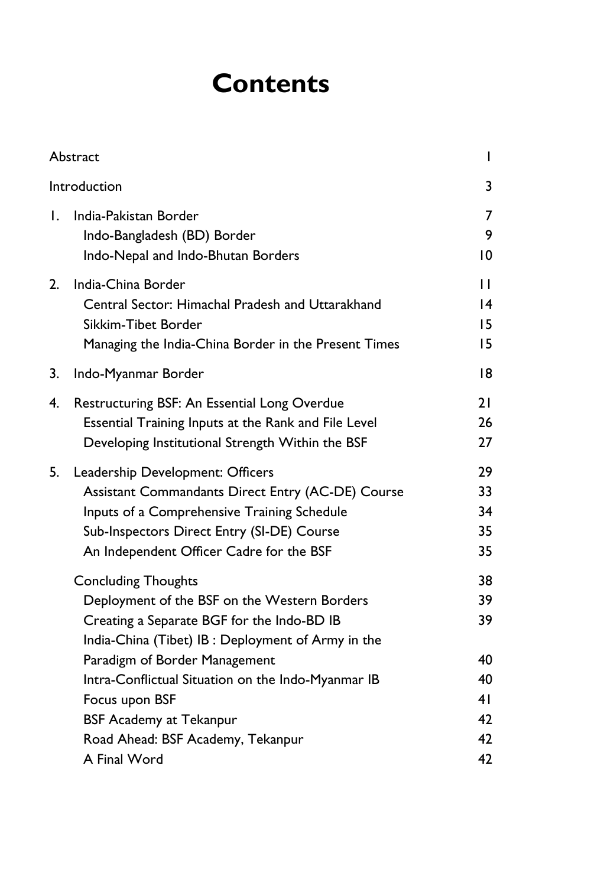# Contents

| | |
|---|---|
| Abstract | 1 |
| Introduction | 3 |
| 1. India-Pakistan Border | 7 |
| Indo-Bangladesh (BD) Border | 9 |
| Indo-Nepal and Indo-Bhutan Borders | 10 |
| 2. India-China Border | 11 |
| Central Sector: Himachal Pradesh and Uttarakhand | 14 |
| Sikkim-Tibet Border | 15 |
| Managing the India-China Border in the Present Times | 15 |
| 3. Indo-Myanmar Border | 18 |
| 4. Restructuring BSF: An Essential Long Overdue | 21 |
| Essential Training Inputs at the Rank and File Level | 26 |
| Developing Institutional Strength Within the BSF | 27 |
| 5. Leadership Development: Officers | 29 |
| Assistant Commandants Direct Entry (AC-DE) Course | 33 |
| Inputs of a Comprehensive Training Schedule | 34 |
| Sub-Inspectors Direct Entry (SI-DE) Course | 35 |
| An Independent Officer Cadre for the BSF | 35 |
| Concluding Thoughts | 38 |
| Deployment of the BSF on the Western Borders | 39 |
| Creating a Separate BGF for the Indo-BD IB | 39 |
| India-China (Tibet) IB : Deployment of Army in the Paradigm of Border Management | 40 |
| Intra-Conflictual Situation on the Indo-Myanmar IB | 40 |
| Focus upon BSF | 41 |
| BSF Academy at Tekanpur | 42 |
| Road Ahead: BSF Academy, Tekanpur | 42 |
| A Final Word | 42 |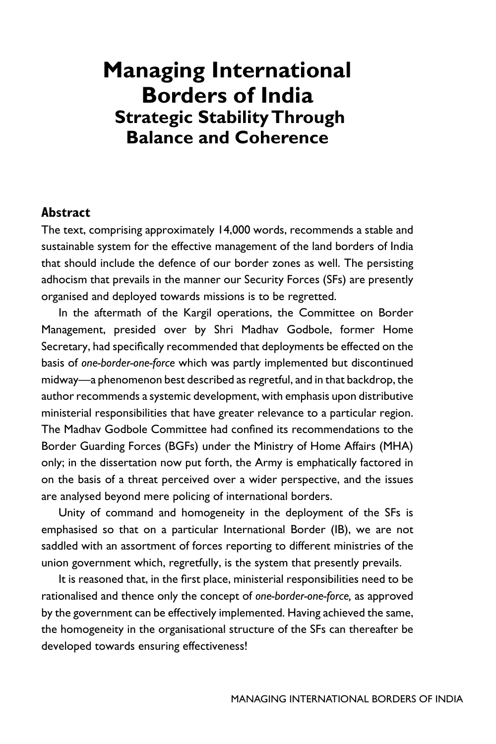# Managing International Borders of India

## Strategic Stability Through Balance and Coherence

### Abstract

The text, comprising approximately 14,000 words, recommends a stable and sustainable system for the effective management of the land borders of India that should include the defence of our border zones as well. The persisting adhocism that prevails in the manner our Security Forces (SFs) are presently organised and deployed towards missions is to be regretted.

In the aftermath of the Kargil operations, the Committee on Border Management, presided over by Shri Madhav Godbole, former Home Secretary, had specifically recommended that deployments be effected on the basis of *one-border-one-force* which was partly implemented but discontinued midway—a phenomenon best described as regretful, and in that backdrop, the author recommends a systemic development, with emphasis upon distributive ministerial responsibilities that have greater relevance to a particular region. The Madhav Godbole Committee had confined its recommendations to the Border Guarding Forces (BGFs) under the Ministry of Home Affairs (MHA) only; in the dissertation now put forth, the Army is emphatically factored in on the basis of a threat perceived over a wider perspective, and the issues are analysed beyond mere policing of international borders.

Unity of command and homogeneity in the deployment of the SFs is emphasised so that on a particular International Border (IB), we are not saddled with an assortment of forces reporting to different ministries of the union government which, regretfully, is the system that presently prevails.

It is reasoned that, in the first place, ministerial responsibilities need to be rationalised and thence only the concept of *one-border-one-force,* as approved by the government can be effectively implemented. Having achieved the same, the homogeneity in the organisational structure of the SFs can thereafter be developed towards ensuring effectiveness!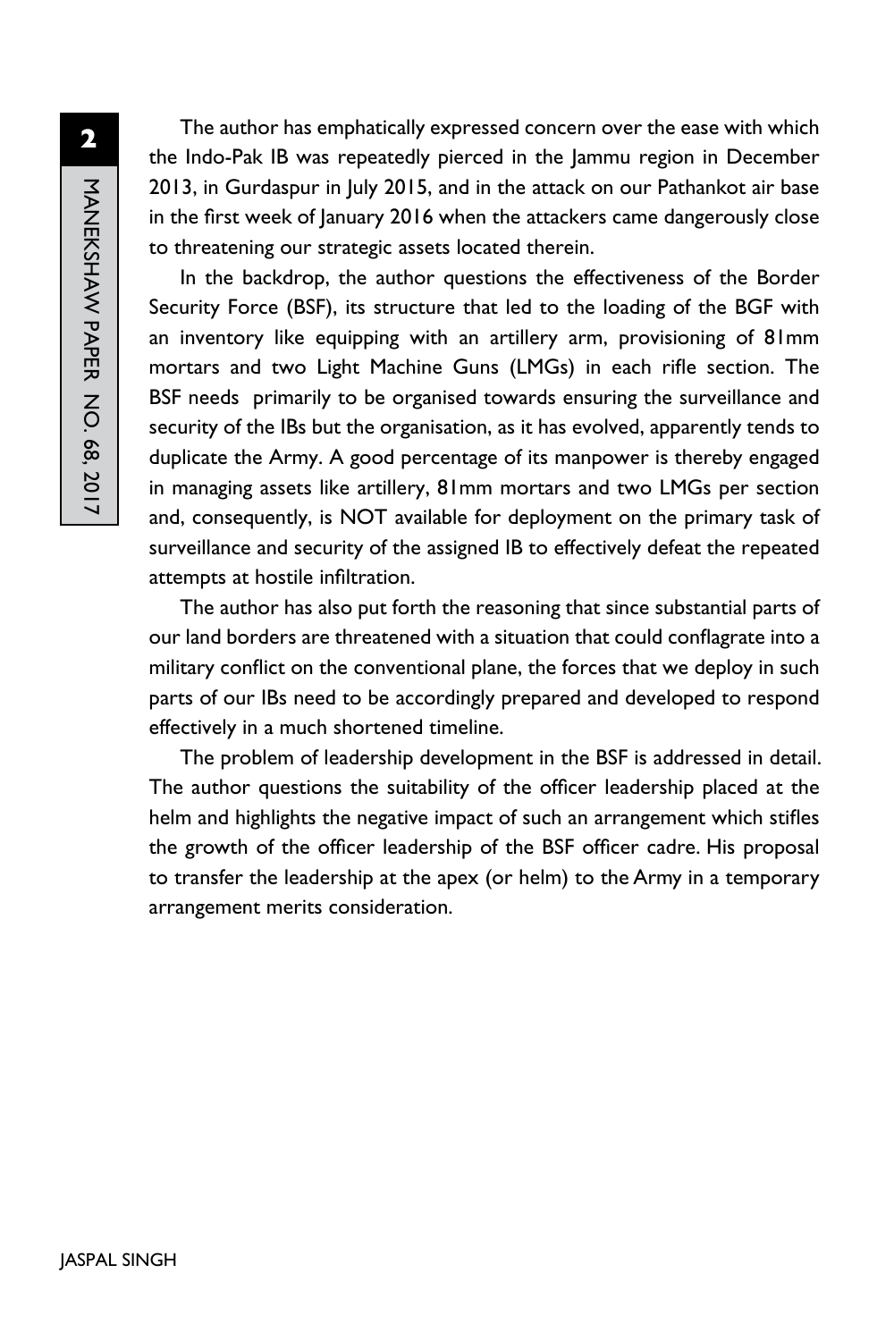The author has emphatically expressed concern over the ease with which the Indo-Pak IB was repeatedly pierced in the Jammu region in December 2013, in Gurdaspur in July 2015, and in the attack on our Pathankot air base in the first week of January 2016 when the attackers came dangerously close to threatening our strategic assets located therein.

In the backdrop, the author questions the effectiveness of the Border Security Force (BSF), its structure that led to the loading of the BGF with an inventory like equipping with an artillery arm, provisioning of 81mm mortars and two Light Machine Guns (LMGs) in each rifle section. The BSF needs primarily to be organised towards ensuring the surveillance and security of the IBs but the organisation, as it has evolved, apparently tends to duplicate the Army. A good percentage of its manpower is thereby engaged in managing assets like artillery, 81mm mortars and two LMGs per section and, consequently, is NOT available for deployment on the primary task of surveillance and security of the assigned IB to effectively defeat the repeated attempts at hostile infiltration.

The author has also put forth the reasoning that since substantial parts of our land borders are threatened with a situation that could conflagrate into a military conflict on the conventional plane, the forces that we deploy in such parts of our IBs need to be accordingly prepared and developed to respond effectively in a much shortened timeline.

The problem of leadership development in the BSF is addressed in detail. The author questions the suitability of the officer leadership placed at the helm and highlights the negative impact of such an arrangement which stifles the growth of the officer leadership of the BSF officer cadre. His proposal to transfer the leadership at the apex (or helm) to the Army in a temporary arrangement merits consideration.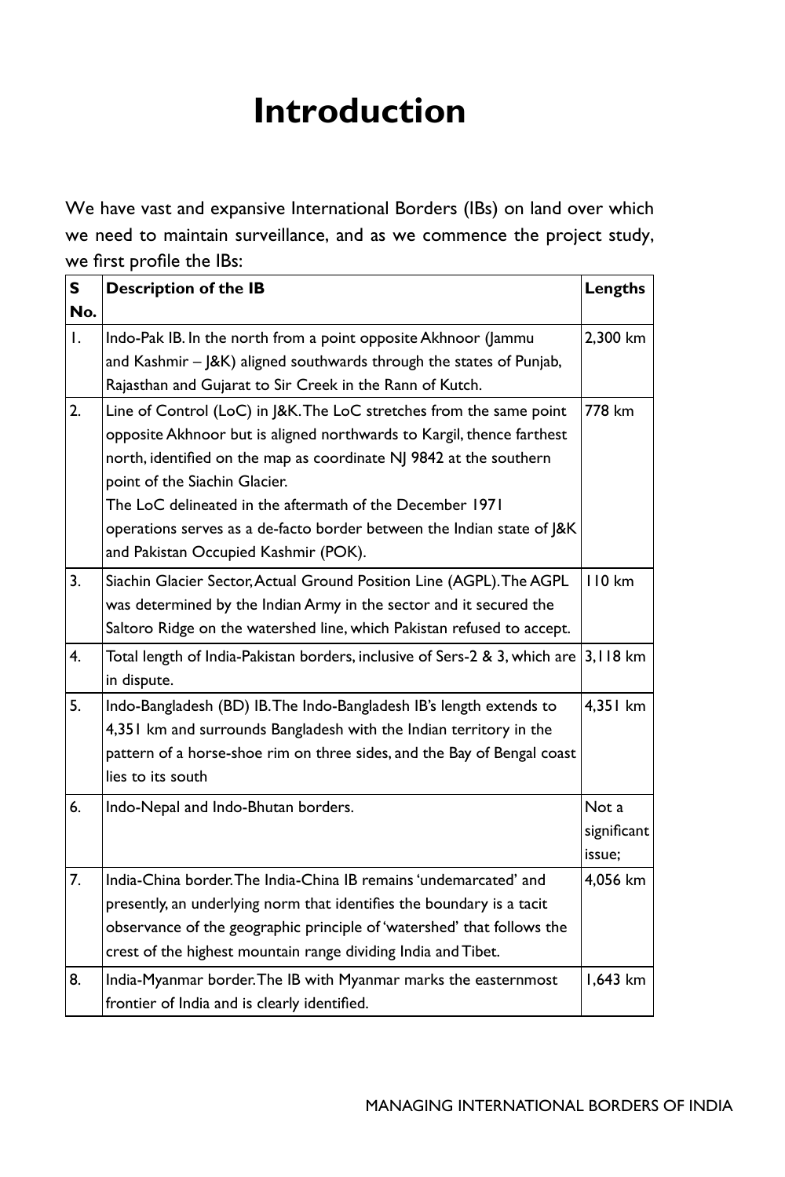# Introduction

We have vast and expansive International Borders (IBs) on land over which we need to maintain surveillance, and as we commence the project study, we first profile the IBs:

| S No. | Description of the IB | Lengths |
|---|---|---|
| 1. | Indo-Pak IB. In the north from a point opposite Akhnoor (Jammu and Kashmir – J&K) aligned southwards through the states of Punjab, Rajasthan and Gujarat to Sir Creek in the Rann of Kutch. | 2,300 km |
| 2. | Line of Control (LoC) in J&K. The LoC stretches from the same point opposite Akhnoor but is aligned northwards to Kargil, thence farthest north, identified on the map as coordinate NJ 9842 at the southern point of the Siachin Glacier.<br>The LoC delineated in the aftermath of the December 1971 operations serves as a de-facto border between the Indian state of J&K and Pakistan Occupied Kashmir (POK). | 778 km |
| 3. | Siachin Glacier Sector, Actual Ground Position Line (AGPL). The AGPL was determined by the Indian Army in the sector and it secured the Saltoro Ridge on the watershed line, which Pakistan refused to accept. | 110 km |
| 4. | Total length of India-Pakistan borders, inclusive of Sers-2 & 3, which are in dispute. | 3,118 km |
| 5. | Indo-Bangladesh (BD) IB. The Indo-Bangladesh IB's length extends to 4,351 km and surrounds Bangladesh with the Indian territory in the pattern of a horse-shoe rim on three sides, and the Bay of Bengal coast lies to its south | 4,351 km |
| 6. | Indo-Nepal and Indo-Bhutan borders. | Not a significant issue; |
| 7. | India-China border. The India-China IB remains 'undemarcated' and presently, an underlying norm that identifies the boundary is a tacit observance of the geographic principle of 'watershed' that follows the crest of the highest mountain range dividing India and Tibet. | 4,056 km |
| 8. | India-Myanmar border. The IB with Myanmar marks the easternmost frontier of India and is clearly identified. | 1,643 km |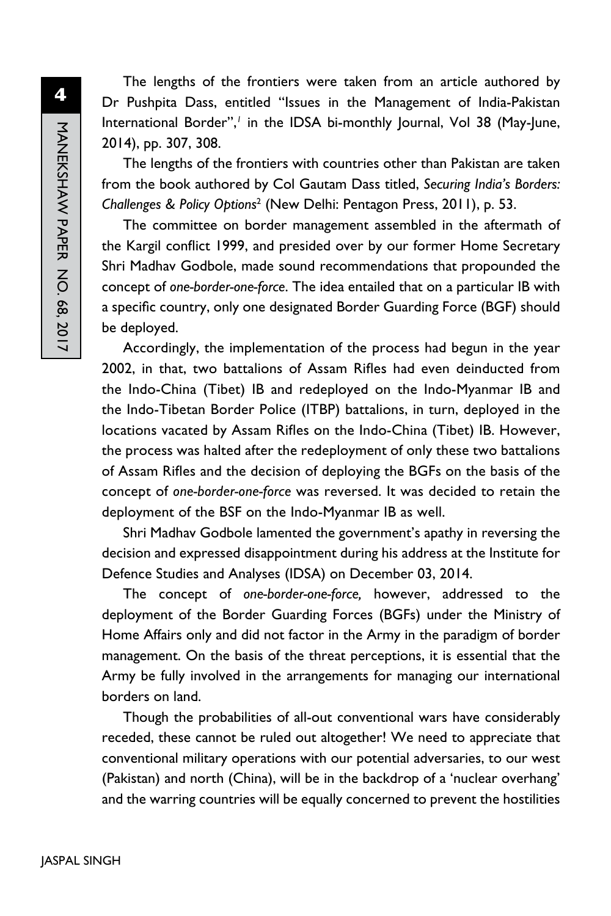The lengths of the frontiers were taken from an article authored by Dr Pushpita Dass, entitled "Issues in the Management of India-Pakistan International Border",[1] in the IDSA bi-monthly Journal, Vol 38 (May-June, 2014), pp. 307, 308.

The lengths of the frontiers with countries other than Pakistan are taken from the book authored by Col Gautam Dass titled, *Securing India's Borders: Challenges & Policy Options*[2] (New Delhi: Pentagon Press, 2011), p. 53.

The committee on border management assembled in the aftermath of the Kargil conflict 1999, and presided over by our former Home Secretary Shri Madhav Godbole, made sound recommendations that propounded the concept of *one-border-one-force*. The idea entailed that on a particular IB with a specific country, only one designated Border Guarding Force (BGF) should be deployed.

Accordingly, the implementation of the process had begun in the year 2002, in that, two battalions of Assam Rifles had even deinducted from the Indo-China (Tibet) IB and redeployed on the Indo-Myanmar IB and the Indo-Tibetan Border Police (ITBP) battalions, in turn, deployed in the locations vacated by Assam Rifles on the Indo-China (Tibet) IB. However, the process was halted after the redeployment of only these two battalions of Assam Rifles and the decision of deploying the BGFs on the basis of the concept of *one-border-one-force* was reversed. It was decided to retain the deployment of the BSF on the Indo-Myanmar IB as well.

Shri Madhav Godbole lamented the government's apathy in reversing the decision and expressed disappointment during his address at the Institute for Defence Studies and Analyses (IDSA) on December 03, 2014.

The concept of *one-border-one-force,* however, addressed to the deployment of the Border Guarding Forces (BGFs) under the Ministry of Home Affairs only and did not factor in the Army in the paradigm of border management. On the basis of the threat perceptions, it is essential that the Army be fully involved in the arrangements for managing our international borders on land.

Though the probabilities of all-out conventional wars have considerably receded, these cannot be ruled out altogether! We need to appreciate that conventional military operations with our potential adversaries, to our west (Pakistan) and north (China), will be in the backdrop of a 'nuclear overhang' and the warring countries will be equally concerned to prevent the hostilities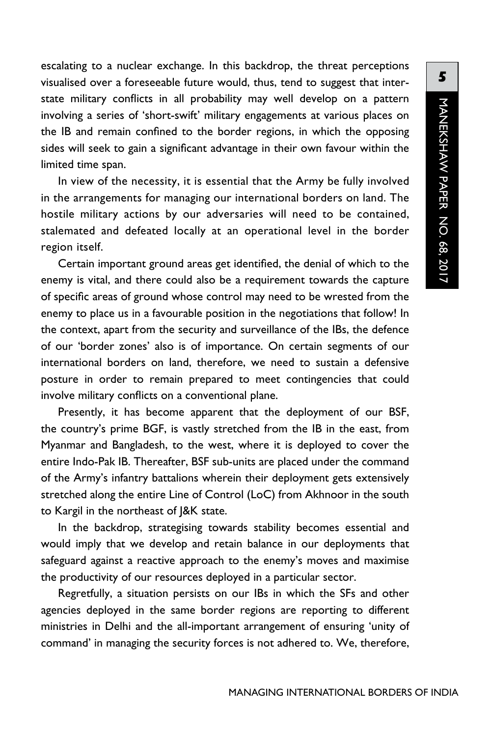escalating to a nuclear exchange. In this backdrop, the threat perceptions visualised over a foreseeable future would, thus, tend to suggest that inter-state military conflicts in all probability may well develop on a pattern involving a series of 'short-swift' military engagements at various places on the IB and remain confined to the border regions, in which the opposing sides will seek to gain a significant advantage in their own favour within the limited time span.

In view of the necessity, it is essential that the Army be fully involved in the arrangements for managing our international borders on land. The hostile military actions by our adversaries will need to be contained, stalemated and defeated locally at an operational level in the border region itself.

Certain important ground areas get identified, the denial of which to the enemy is vital, and there could also be a requirement towards the capture of specific areas of ground whose control may need to be wrested from the enemy to place us in a favourable position in the negotiations that follow! In the context, apart from the security and surveillance of the IBs, the defence of our 'border zones' also is of importance. On certain segments of our international borders on land, therefore, we need to sustain a defensive posture in order to remain prepared to meet contingencies that could involve military conflicts on a conventional plane.

Presently, it has become apparent that the deployment of our BSF, the country's prime BGF, is vastly stretched from the IB in the east, from Myanmar and Bangladesh, to the west, where it is deployed to cover the entire Indo-Pak IB. Thereafter, BSF sub-units are placed under the command of the Army's infantry battalions wherein their deployment gets extensively stretched along the entire Line of Control (LoC) from Akhnoor in the south to Kargil in the northeast of J&K state.

In the backdrop, strategising towards stability becomes essential and would imply that we develop and retain balance in our deployments that safeguard against a reactive approach to the enemy's moves and maximise the productivity of our resources deployed in a particular sector.

Regretfully, a situation persists on our IBs in which the SFs and other agencies deployed in the same border regions are reporting to different ministries in Delhi and the all-important arrangement of ensuring 'unity of command' in managing the security forces is not adhered to. We, therefore,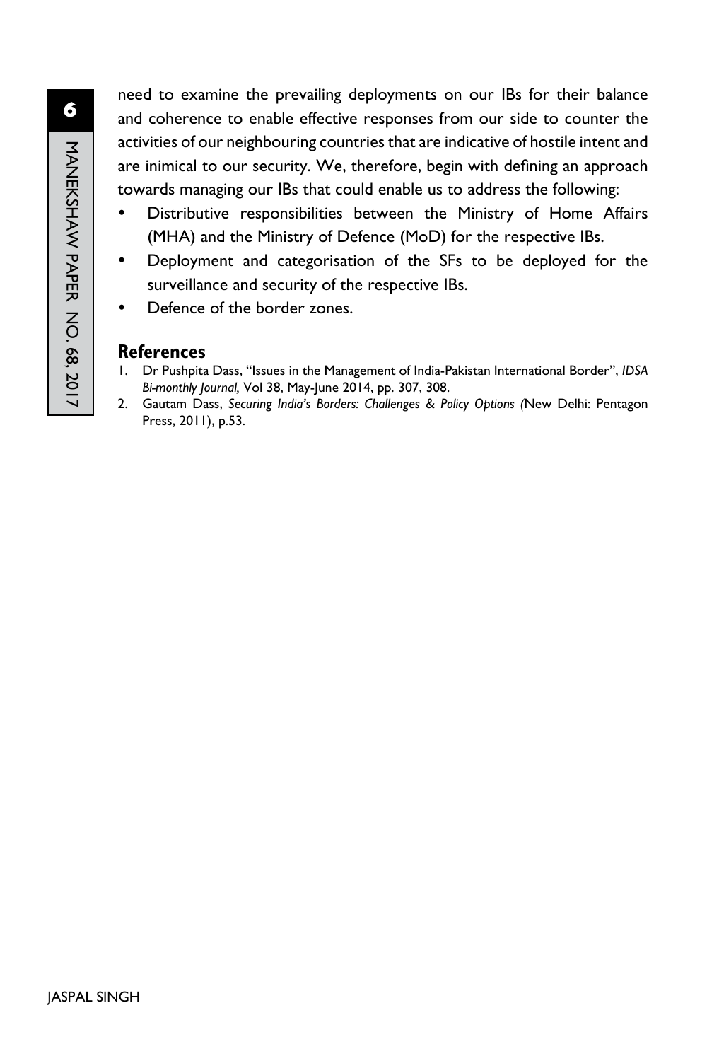need to examine the prevailing deployments on our IBs for their balance and coherence to enable effective responses from our side to counter the activities of our neighbouring countries that are indicative of hostile intent and are inimical to our security. We, therefore, begin with defining an approach towards managing our IBs that could enable us to address the following:

- Distributive responsibilities between the Ministry of Home Affairs (MHA) and the Ministry of Defence (MoD) for the respective IBs.
- Deployment and categorisation of the SFs to be deployed for the surveillance and security of the respective IBs.
- Defence of the border zones.

## References

1. Dr Pushpita Dass, "Issues in the Management of India-Pakistan International Border", *IDSA Bi-monthly Journal,* Vol 38, May-June 2014, pp. 307, 308.
2. Gautam Dass, *Securing India's Borders: Challenges & Policy Options (*New Delhi: Pentagon Press, 2011), p.53.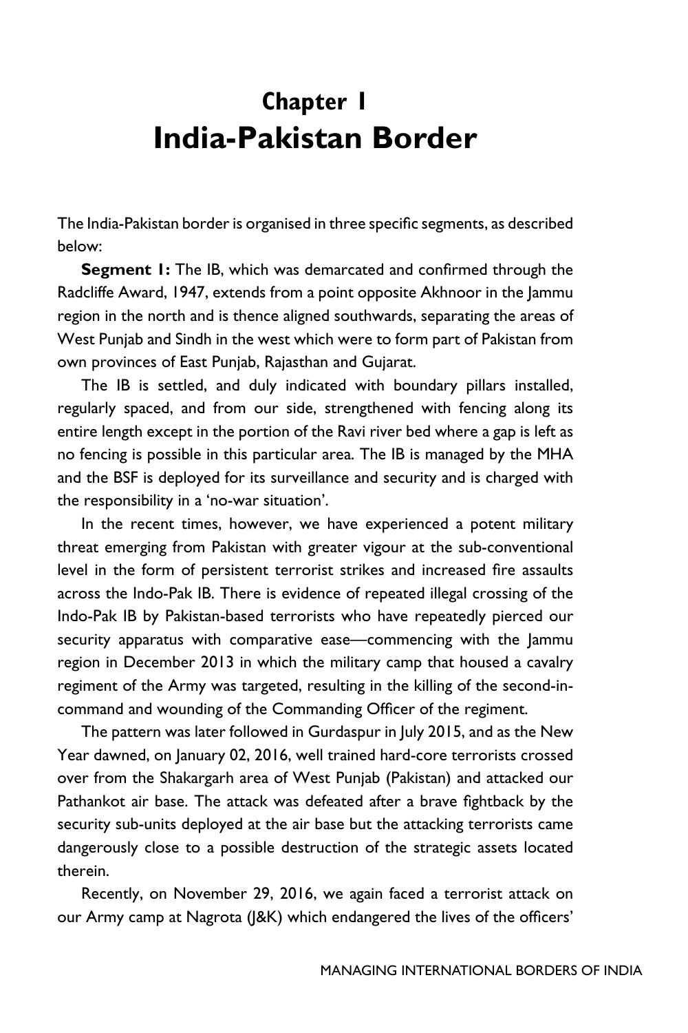# Chapter 1
# India-Pakistan Border

The India-Pakistan border is organised in three specific segments, as described below:

**Segment 1:** The IB, which was demarcated and confirmed through the Radcliffe Award, 1947, extends from a point opposite Akhnoor in the Jammu region in the north and is thence aligned southwards, separating the areas of West Punjab and Sindh in the west which were to form part of Pakistan from own provinces of East Punjab, Rajasthan and Gujarat.

The IB is settled, and duly indicated with boundary pillars installed, regularly spaced, and from our side, strengthened with fencing along its entire length except in the portion of the Ravi river bed where a gap is left as no fencing is possible in this particular area. The IB is managed by the MHA and the BSF is deployed for its surveillance and security and is charged with the responsibility in a 'no-war situation'.

In the recent times, however, we have experienced a potent military threat emerging from Pakistan with greater vigour at the sub-conventional level in the form of persistent terrorist strikes and increased fire assaults across the Indo-Pak IB. There is evidence of repeated illegal crossing of the Indo-Pak IB by Pakistan-based terrorists who have repeatedly pierced our security apparatus with comparative ease—commencing with the Jammu region in December 2013 in which the military camp that housed a cavalry regiment of the Army was targeted, resulting in the killing of the second-in-command and wounding of the Commanding Officer of the regiment.

The pattern was later followed in Gurdaspur in July 2015, and as the New Year dawned, on January 02, 2016, well trained hard-core terrorists crossed over from the Shakargarh area of West Punjab (Pakistan) and attacked our Pathankot air base. The attack was defeated after a brave fightback by the security sub-units deployed at the air base but the attacking terrorists came dangerously close to a possible destruction of the strategic assets located therein.

Recently, on November 29, 2016, we again faced a terrorist attack on our Army camp at Nagrota (J&K) which endangered the lives of the officers'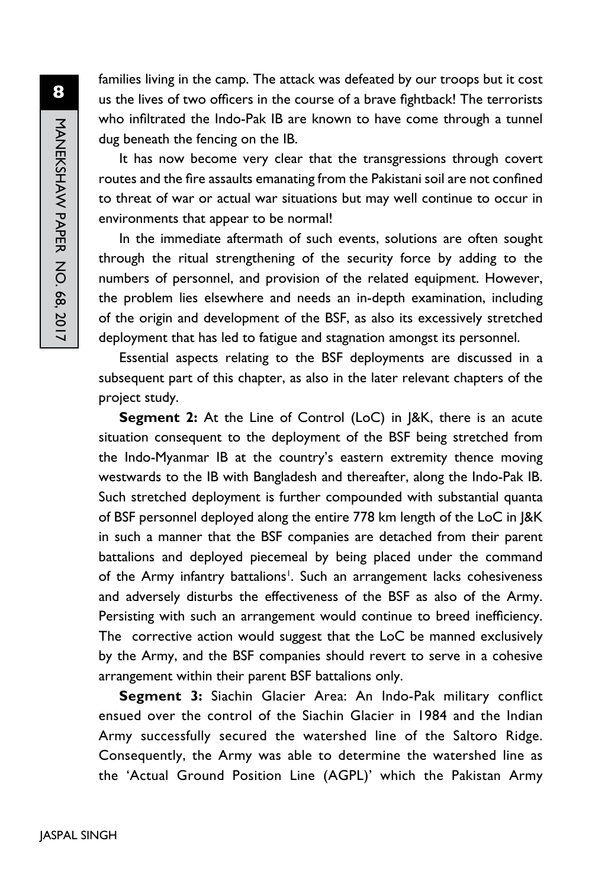families living in the camp. The attack was defeated by our troops but it cost us the lives of two officers in the course of a brave fightback! The terrorists who infiltrated the Indo-Pak IB are known to have come through a tunnel dug beneath the fencing on the IB.

It has now become very clear that the transgressions through covert routes and the fire assaults emanating from the Pakistani soil are not confined to threat of war or actual war situations but may well continue to occur in environments that appear to be normal!

In the immediate aftermath of such events, solutions are often sought through the ritual strengthening of the security force by adding to the numbers of personnel, and provision of the related equipment. However, the problem lies elsewhere and needs an in-depth examination, including of the origin and development of the BSF, as also its excessively stretched deployment that has led to fatigue and stagnation amongst its personnel.

Essential aspects relating to the BSF deployments are discussed in a subsequent part of this chapter, as also in the later relevant chapters of the project study.

**Segment 2:** At the Line of Control (LoC) in J&K, there is an acute situation consequent to the deployment of the BSF being stretched from the Indo-Myanmar IB at the country's eastern extremity thence moving westwards to the IB with Bangladesh and thereafter, along the Indo-Pak IB. Such stretched deployment is further compounded with substantial quanta of BSF personnel deployed along the entire 778 km length of the LoC in J&K in such a manner that the BSF companies are detached from their parent battalions and deployed piecemeal by being placed under the command of the Army infantry battalions[1]. Such an arrangement lacks cohesiveness and adversely disturbs the effectiveness of the BSF as also of the Army. Persisting with such an arrangement would continue to breed inefficiency. The corrective action would suggest that the LoC be manned exclusively by the Army, and the BSF companies should revert to serve in a cohesive arrangement within their parent BSF battalions only.

**Segment 3:** Siachin Glacier Area: An Indo-Pak military conflict ensued over the control of the Siachin Glacier in 1984 and the Indian Army successfully secured the watershed line of the Saltoro Ridge. Consequently, the Army was able to determine the watershed line as the 'Actual Ground Position Line (AGPL)' which the Pakistan Army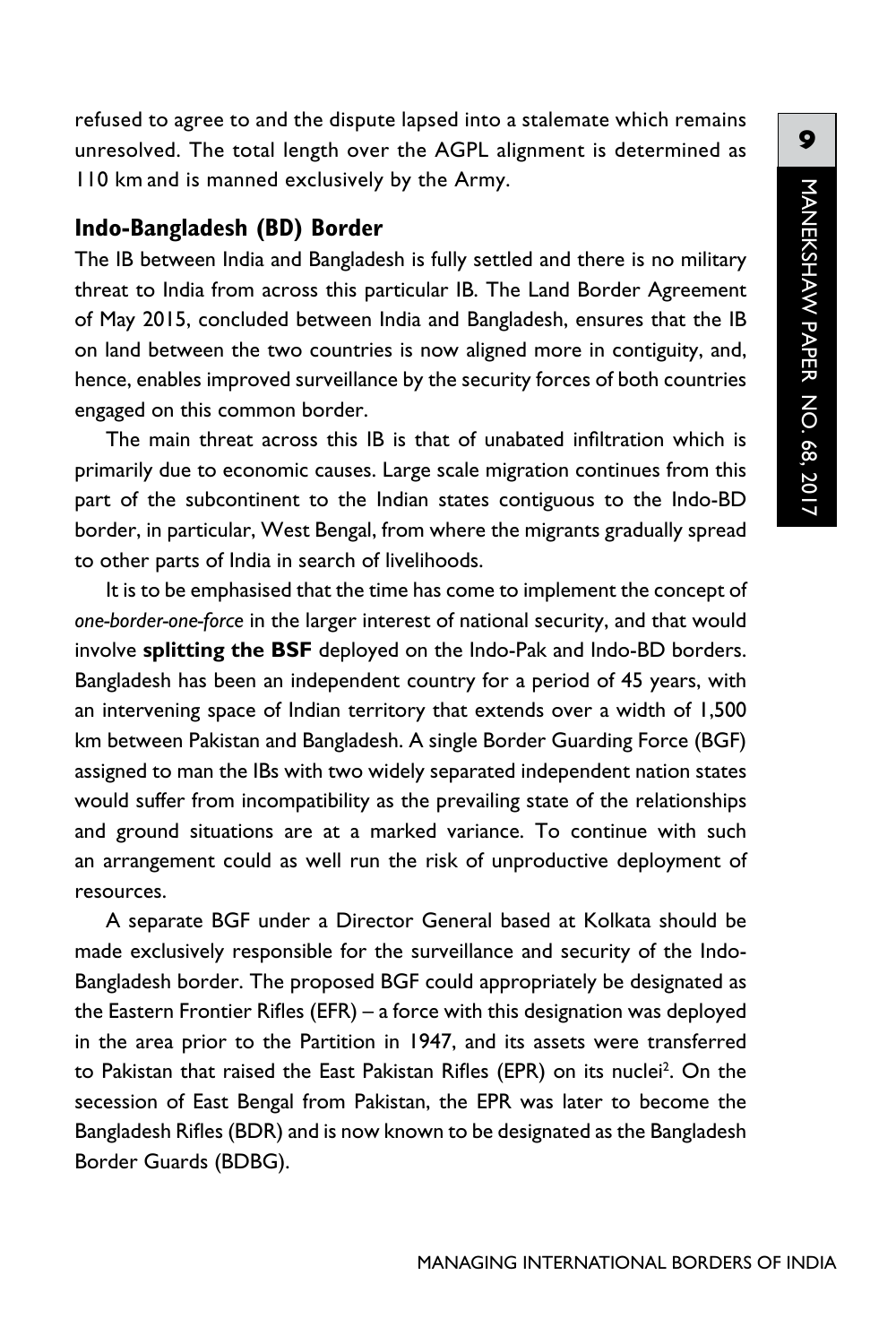refused to agree to and the dispute lapsed into a stalemate which remains unresolved. The total length over the AGPL alignment is determined as 110 km and is manned exclusively by the Army.

## Indo-Bangladesh (BD) Border

The IB between India and Bangladesh is fully settled and there is no military threat to India from across this particular IB. The Land Border Agreement of May 2015, concluded between India and Bangladesh, ensures that the IB on land between the two countries is now aligned more in contiguity, and, hence, enables improved surveillance by the security forces of both countries engaged on this common border.

The main threat across this IB is that of unabated infiltration which is primarily due to economic causes. Large scale migration continues from this part of the subcontinent to the Indian states contiguous to the Indo-BD border, in particular, West Bengal, from where the migrants gradually spread to other parts of India in search of livelihoods.

It is to be emphasised that the time has come to implement the concept of *one-border-one-force* in the larger interest of national security, and that would involve **splitting the BSF** deployed on the Indo-Pak and Indo-BD borders. Bangladesh has been an independent country for a period of 45 years, with an intervening space of Indian territory that extends over a width of 1,500 km between Pakistan and Bangladesh. A single Border Guarding Force (BGF) assigned to man the IBs with two widely separated independent nation states would suffer from incompatibility as the prevailing state of the relationships and ground situations are at a marked variance. To continue with such an arrangement could as well run the risk of unproductive deployment of resources.

A separate BGF under a Director General based at Kolkata should be made exclusively responsible for the surveillance and security of the Indo-Bangladesh border. The proposed BGF could appropriately be designated as the Eastern Frontier Rifles (EFR) – a force with this designation was deployed in the area prior to the Partition in 1947, and its assets were transferred to Pakistan that raised the East Pakistan Rifles (EPR) on its nuclei[2]. On the secession of East Bengal from Pakistan, the EPR was later to become the Bangladesh Rifles (BDR) and is now known to be designated as the Bangladesh Border Guards (BDBG).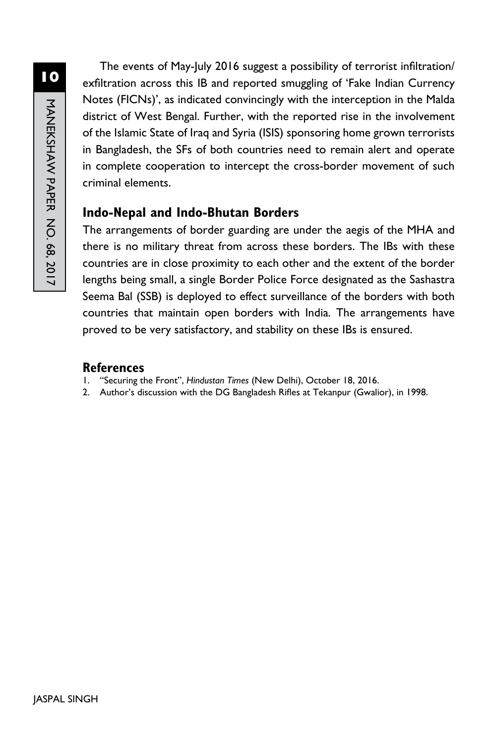The events of May-July 2016 suggest a possibility of terrorist infiltration/exfiltration across this IB and reported smuggling of 'Fake Indian Currency Notes (FICNs)', as indicated convincingly with the interception in the Malda district of West Bengal. Further, with the reported rise in the involvement of the Islamic State of Iraq and Syria (ISIS) sponsoring home grown terrorists in Bangladesh, the SFs of both countries need to remain alert and operate in complete cooperation to intercept the cross-border movement of such criminal elements.

## Indo-Nepal and Indo-Bhutan Borders

The arrangements of border guarding are under the aegis of the MHA and there is no military threat from across these borders. The IBs with these countries are in close proximity to each other and the extent of the border lengths being small, a single Border Police Force designated as the Sashastra Seema Bal (SSB) is deployed to effect surveillance of the borders with both countries that maintain open borders with India. The arrangements have proved to be very satisfactory, and stability on these IBs is ensured.

## References

1. "Securing the Front", *Hindustan Times* (New Delhi), October 18, 2016.
2. Author's discussion with the DG Bangladesh Rifles at Tekanpur (Gwalior), in 1998.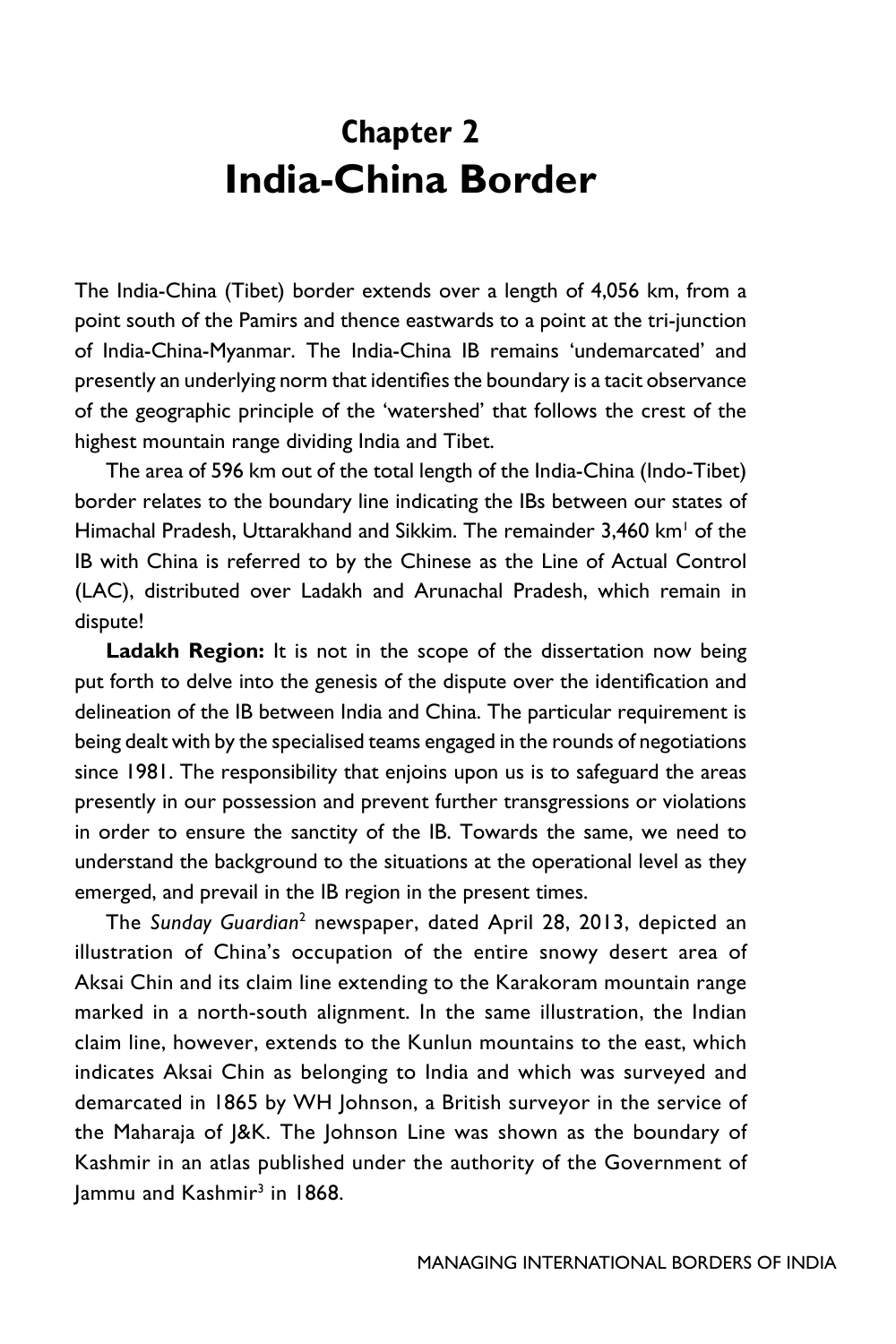# Chapter 2
# India-China Border

The India-China (Tibet) border extends over a length of 4,056 km, from a point south of the Pamirs and thence eastwards to a point at the tri-junction of India-China-Myanmar. The India-China IB remains 'undemarcated' and presently an underlying norm that identifies the boundary is a tacit observance of the geographic principle of the 'watershed' that follows the crest of the highest mountain range dividing India and Tibet.

The area of 596 km out of the total length of the India-China (Indo-Tibet) border relates to the boundary line indicating the IBs between our states of Himachal Pradesh, Uttarakhand and Sikkim. The remainder 3,460 km[1] of the IB with China is referred to by the Chinese as the Line of Actual Control (LAC), distributed over Ladakh and Arunachal Pradesh, which remain in dispute!

**Ladakh Region:** It is not in the scope of the dissertation now being put forth to delve into the genesis of the dispute over the identification and delineation of the IB between India and China. The particular requirement is being dealt with by the specialised teams engaged in the rounds of negotiations since 1981. The responsibility that enjoins upon us is to safeguard the areas presently in our possession and prevent further transgressions or violations in order to ensure the sanctity of the IB. Towards the same, we need to understand the background to the situations at the operational level as they emerged, and prevail in the IB region in the present times.

The *Sunday Guardian*[2] newspaper, dated April 28, 2013, depicted an illustration of China's occupation of the entire snowy desert area of Aksai Chin and its claim line extending to the Karakoram mountain range marked in a north-south alignment. In the same illustration, the Indian claim line, however, extends to the Kunlun mountains to the east, which indicates Aksai Chin as belonging to India and which was surveyed and demarcated in 1865 by WH Johnson, a British surveyor in the service of the Maharaja of J&K. The Johnson Line was shown as the boundary of Kashmir in an atlas published under the authority of the Government of Jammu and Kashmir[3] in 1868.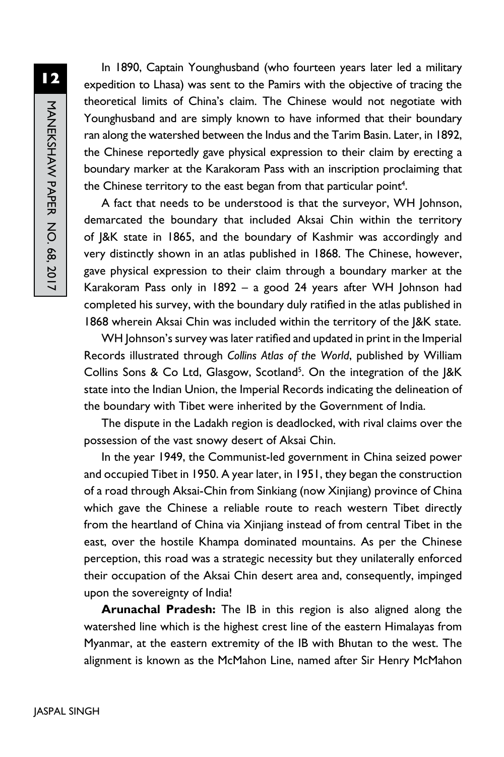In 1890, Captain Younghusband (who fourteen years later led a military expedition to Lhasa) was sent to the Pamirs with the objective of tracing the theoretical limits of China's claim. The Chinese would not negotiate with Younghusband and are simply known to have informed that their boundary ran along the watershed between the Indus and the Tarim Basin. Later, in 1892, the Chinese reportedly gave physical expression to their claim by erecting a boundary marker at the Karakoram Pass with an inscription proclaiming that the Chinese territory to the east began from that particular point[4].

A fact that needs to be understood is that the surveyor, WH Johnson, demarcated the boundary that included Aksai Chin within the territory of J&K state in 1865, and the boundary of Kashmir was accordingly and very distinctly shown in an atlas published in 1868. The Chinese, however, gave physical expression to their claim through a boundary marker at the Karakoram Pass only in 1892 – a good 24 years after WH Johnson had completed his survey, with the boundary duly ratified in the atlas published in 1868 wherein Aksai Chin was included within the territory of the J&K state.

WH Johnson's survey was later ratified and updated in print in the Imperial Records illustrated through *Collins Atlas of the World*, published by William Collins Sons & Co Ltd, Glasgow, Scotland[5]. On the integration of the J&K state into the Indian Union, the Imperial Records indicating the delineation of the boundary with Tibet were inherited by the Government of India.

The dispute in the Ladakh region is deadlocked, with rival claims over the possession of the vast snowy desert of Aksai Chin.

In the year 1949, the Communist-led government in China seized power and occupied Tibet in 1950. A year later, in 1951, they began the construction of a road through Aksai-Chin from Sinkiang (now Xinjiang) province of China which gave the Chinese a reliable route to reach western Tibet directly from the heartland of China via Xinjiang instead of from central Tibet in the east, over the hostile Khampa dominated mountains. As per the Chinese perception, this road was a strategic necessity but they unilaterally enforced their occupation of the Aksai Chin desert area and, consequently, impinged upon the sovereignty of India!

**Arunachal Pradesh:** The IB in this region is also aligned along the watershed line which is the highest crest line of the eastern Himalayas from Myanmar, at the eastern extremity of the IB with Bhutan to the west. The alignment is known as the McMahon Line, named after Sir Henry McMahon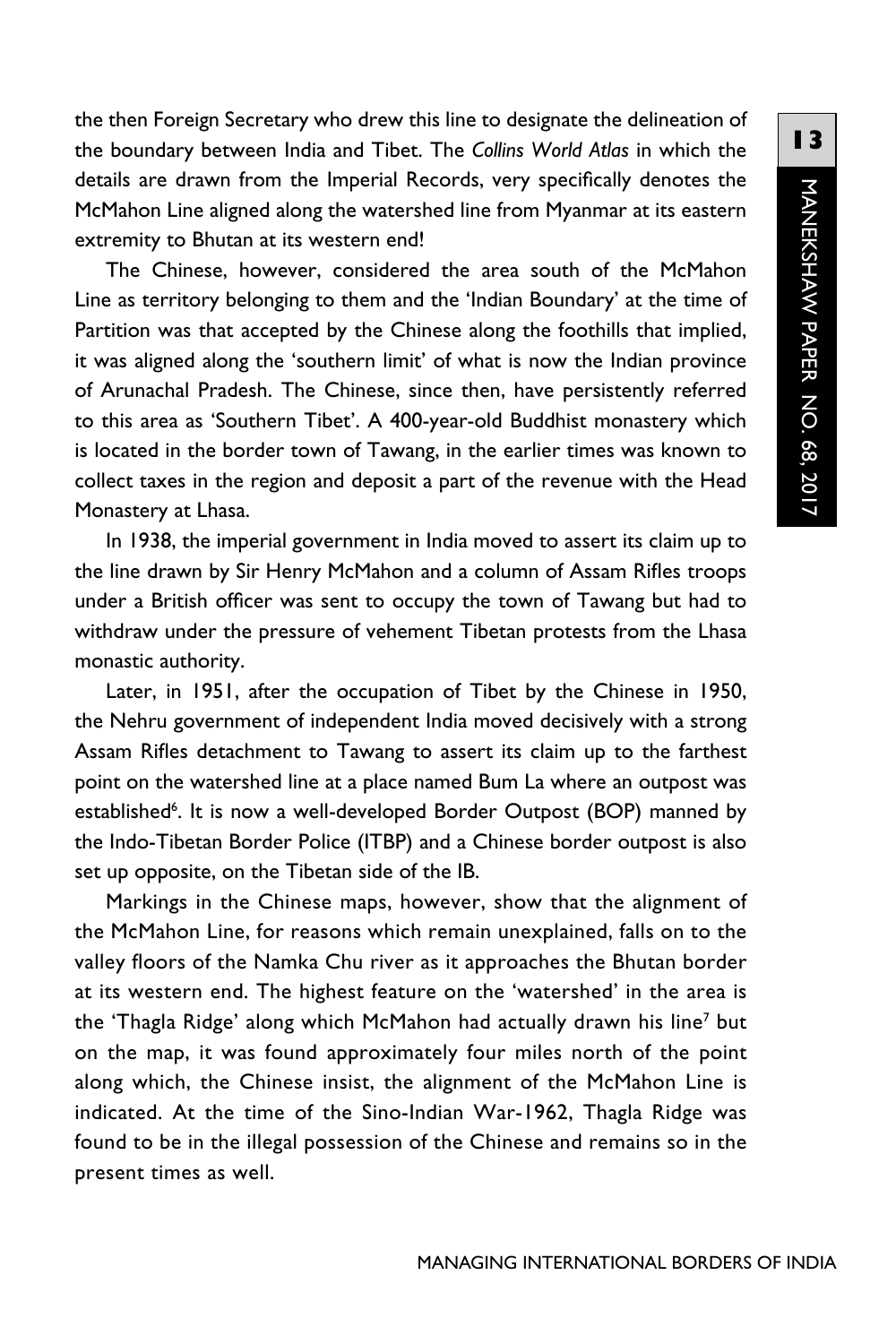the then Foreign Secretary who drew this line to designate the delineation of the boundary between India and Tibet. The *Collins World Atlas* in which the details are drawn from the Imperial Records, very specifically denotes the McMahon Line aligned along the watershed line from Myanmar at its eastern extremity to Bhutan at its western end!

The Chinese, however, considered the area south of the McMahon Line as territory belonging to them and the 'Indian Boundary' at the time of Partition was that accepted by the Chinese along the foothills that implied, it was aligned along the 'southern limit' of what is now the Indian province of Arunachal Pradesh. The Chinese, since then, have persistently referred to this area as 'Southern Tibet'. A 400-year-old Buddhist monastery which is located in the border town of Tawang, in the earlier times was known to collect taxes in the region and deposit a part of the revenue with the Head Monastery at Lhasa.

In 1938, the imperial government in India moved to assert its claim up to the line drawn by Sir Henry McMahon and a column of Assam Rifles troops under a British officer was sent to occupy the town of Tawang but had to withdraw under the pressure of vehement Tibetan protests from the Lhasa monastic authority.

Later, in 1951, after the occupation of Tibet by the Chinese in 1950, the Nehru government of independent India moved decisively with a strong Assam Rifles detachment to Tawang to assert its claim up to the farthest point on the watershed line at a place named Bum La where an outpost was established[6]. It is now a well-developed Border Outpost (BOP) manned by the Indo-Tibetan Border Police (ITBP) and a Chinese border outpost is also set up opposite, on the Tibetan side of the IB.

Markings in the Chinese maps, however, show that the alignment of the McMahon Line, for reasons which remain unexplained, falls on to the valley floors of the Namka Chu river as it approaches the Bhutan border at its western end. The highest feature on the 'watershed' in the area is the 'Thagla Ridge' along which McMahon had actually drawn his line[7] but on the map, it was found approximately four miles north of the point along which, the Chinese insist, the alignment of the McMahon Line is indicated. At the time of the Sino-Indian War-1962, Thagla Ridge was found to be in the illegal possession of the Chinese and remains so in the present times as well.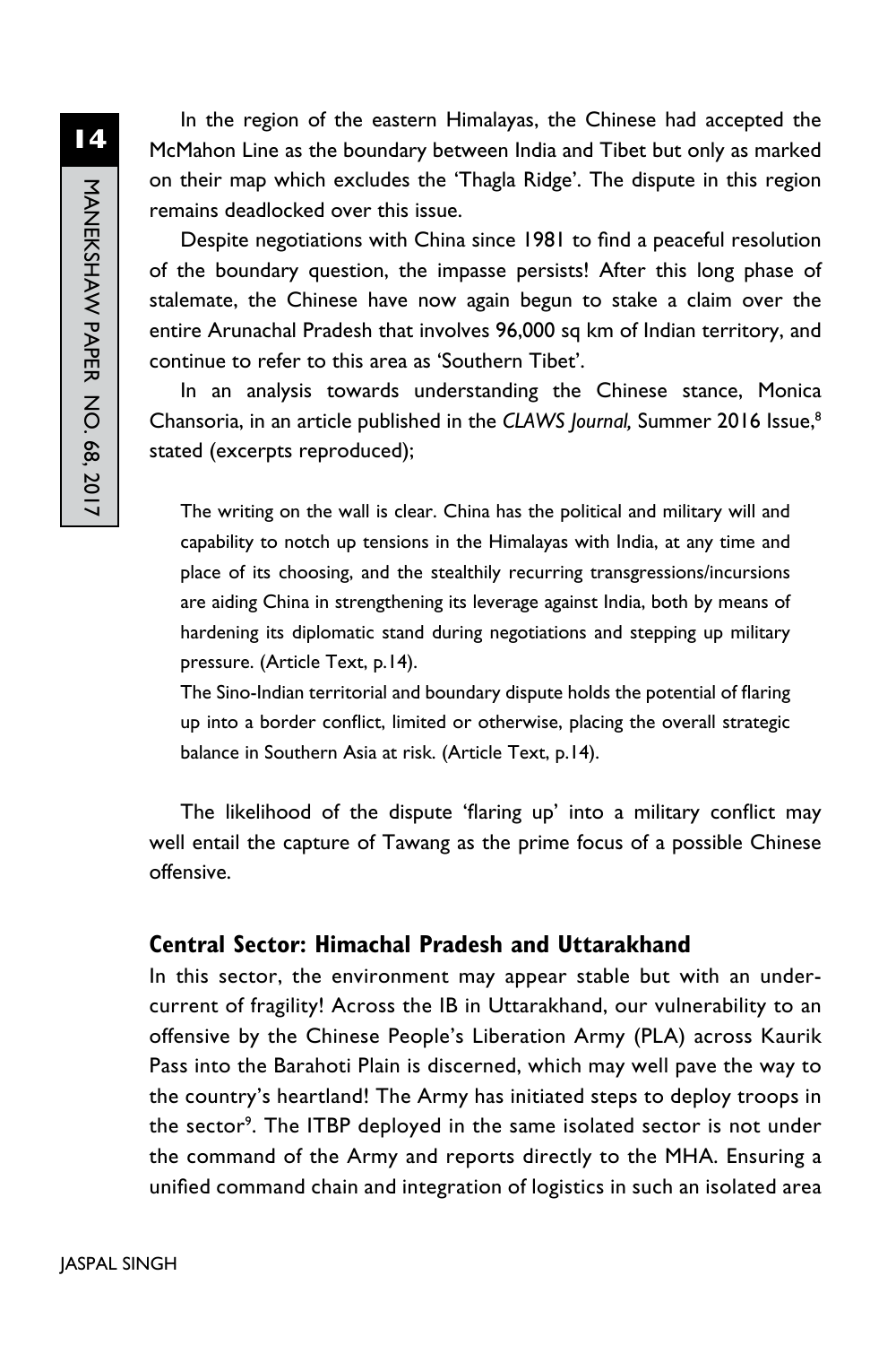In the region of the eastern Himalayas, the Chinese had accepted the McMahon Line as the boundary between India and Tibet but only as marked on their map which excludes the 'Thagla Ridge'. The dispute in this region remains deadlocked over this issue.

Despite negotiations with China since 1981 to find a peaceful resolution of the boundary question, the impasse persists! After this long phase of stalemate, the Chinese have now again begun to stake a claim over the entire Arunachal Pradesh that involves 96,000 sq km of Indian territory, and continue to refer to this area as 'Southern Tibet'.

In an analysis towards understanding the Chinese stance, Monica Chansoria, in an article published in the *CLAWS Journal,* Summer 2016 Issue,[8] stated (excerpts reproduced);

> The writing on the wall is clear. China has the political and military will and capability to notch up tensions in the Himalayas with India, at any time and place of its choosing, and the stealthily recurring transgressions/incursions are aiding China in strengthening its leverage against India, both by means of hardening its diplomatic stand during negotiations and stepping up military pressure. (Article Text, p.14).
>
> The Sino-Indian territorial and boundary dispute holds the potential of flaring up into a border conflict, limited or otherwise, placing the overall strategic balance in Southern Asia at risk. (Article Text, p.14).

The likelihood of the dispute 'flaring up' into a military conflict may well entail the capture of Tawang as the prime focus of a possible Chinese offensive.

### Central Sector: Himachal Pradesh and Uttarakhand

In this sector, the environment may appear stable but with an undercurrent of fragility! Across the IB in Uttarakhand, our vulnerability to an offensive by the Chinese People's Liberation Army (PLA) across Kaurik Pass into the Barahoti Plain is discerned, which may well pave the way to the country's heartland! The Army has initiated steps to deploy troops in the sector[9]. The ITBP deployed in the same isolated sector is not under the command of the Army and reports directly to the MHA. Ensuring a unified command chain and integration of logistics in such an isolated area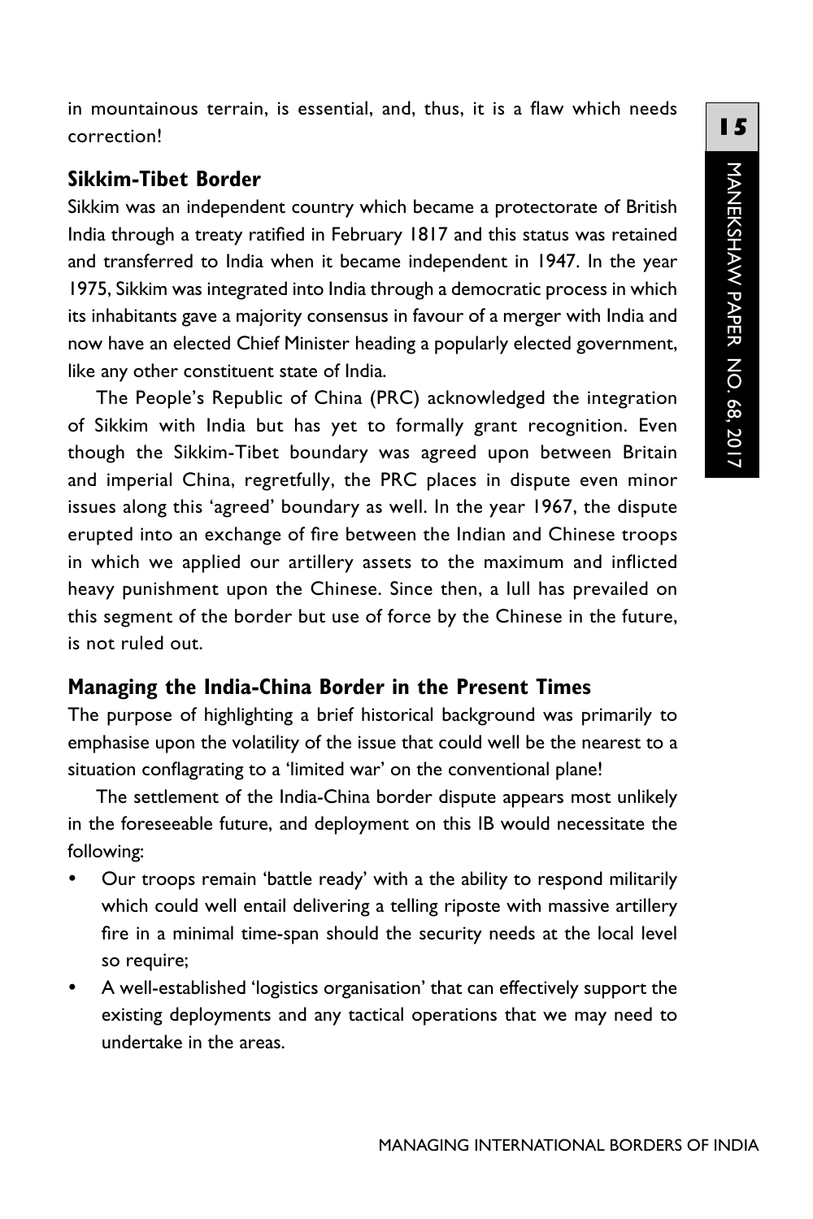in mountainous terrain, is essential, and, thus, it is a flaw which needs correction!

### Sikkim-Tibet Border

Sikkim was an independent country which became a protectorate of British India through a treaty ratified in February 1817 and this status was retained and transferred to India when it became independent in 1947. In the year 1975, Sikkim was integrated into India through a democratic process in which its inhabitants gave a majority consensus in favour of a merger with India and now have an elected Chief Minister heading a popularly elected government, like any other constituent state of India.

The People's Republic of China (PRC) acknowledged the integration of Sikkim with India but has yet to formally grant recognition. Even though the Sikkim-Tibet boundary was agreed upon between Britain and imperial China, regretfully, the PRC places in dispute even minor issues along this 'agreed' boundary as well. In the year 1967, the dispute erupted into an exchange of fire between the Indian and Chinese troops in which we applied our artillery assets to the maximum and inflicted heavy punishment upon the Chinese. Since then, a lull has prevailed on this segment of the border but use of force by the Chinese in the future, is not ruled out.

### Managing the India-China Border in the Present Times

The purpose of highlighting a brief historical background was primarily to emphasise upon the volatility of the issue that could well be the nearest to a situation conflagrating to a 'limited war' on the conventional plane!

The settlement of the India-China border dispute appears most unlikely in the foreseeable future, and deployment on this IB would necessitate the following:

- Our troops remain 'battle ready' with a the ability to respond militarily which could well entail delivering a telling riposte with massive artillery fire in a minimal time-span should the security needs at the local level so require;
- A well-established 'logistics organisation' that can effectively support the existing deployments and any tactical operations that we may need to undertake in the areas.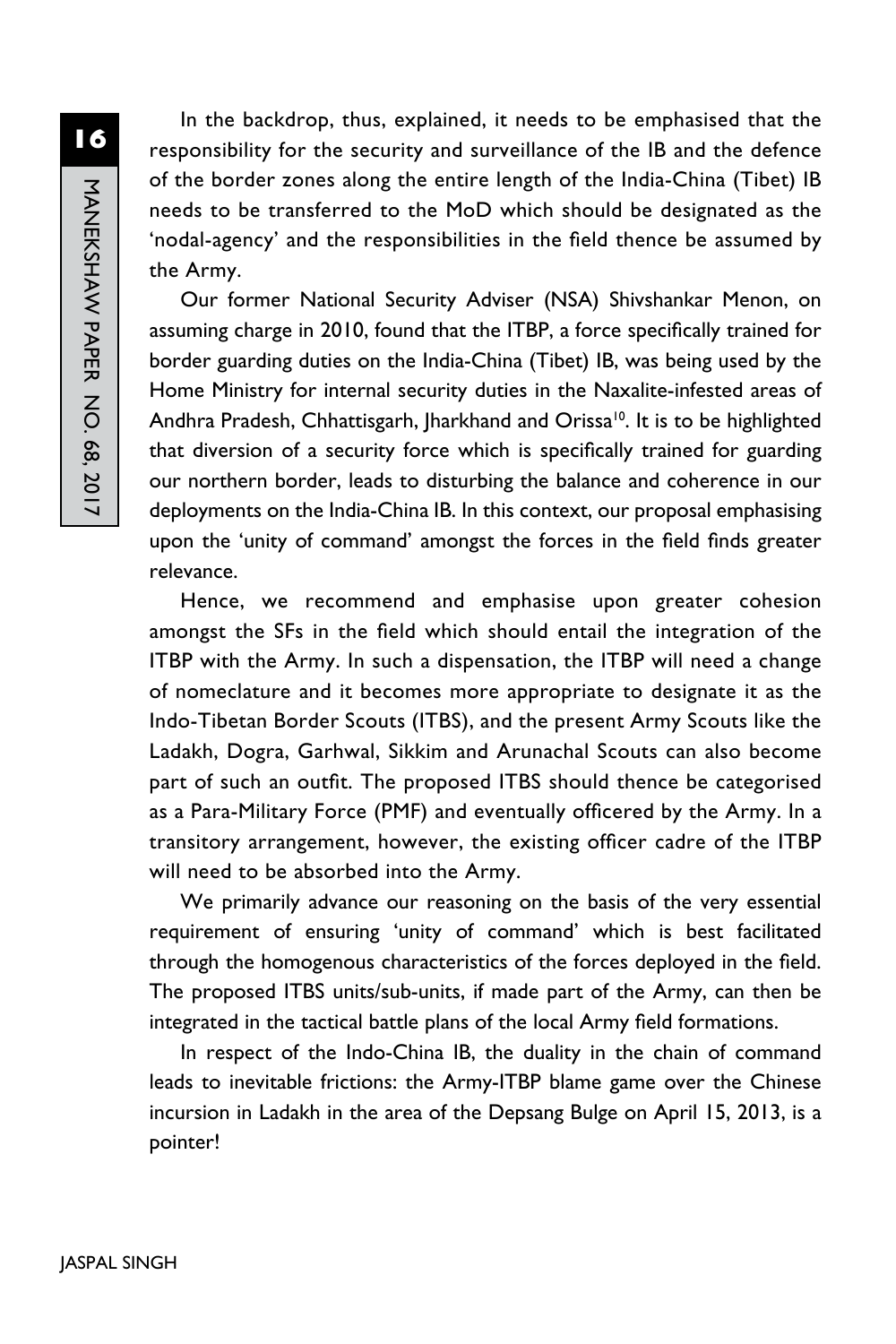In the backdrop, thus, explained, it needs to be emphasised that the responsibility for the security and surveillance of the IB and the defence of the border zones along the entire length of the India-China (Tibet) IB needs to be transferred to the MoD which should be designated as the 'nodal-agency' and the responsibilities in the field thence be assumed by the Army.

Our former National Security Adviser (NSA) Shivshankar Menon, on assuming charge in 2010, found that the ITBP, a force specifically trained for border guarding duties on the India-China (Tibet) IB, was being used by the Home Ministry for internal security duties in the Naxalite-infested areas of Andhra Pradesh, Chhattisgarh, Jharkhand and Orissa[10]. It is to be highlighted that diversion of a security force which is specifically trained for guarding our northern border, leads to disturbing the balance and coherence in our deployments on the India-China IB. In this context, our proposal emphasising upon the 'unity of command' amongst the forces in the field finds greater relevance.

Hence, we recommend and emphasise upon greater cohesion amongst the SFs in the field which should entail the integration of the ITBP with the Army. In such a dispensation, the ITBP will need a change of nomeclature and it becomes more appropriate to designate it as the Indo-Tibetan Border Scouts (ITBS), and the present Army Scouts like the Ladakh, Dogra, Garhwal, Sikkim and Arunachal Scouts can also become part of such an outfit. The proposed ITBS should thence be categorised as a Para-Military Force (PMF) and eventually officered by the Army. In a transitory arrangement, however, the existing officer cadre of the ITBP will need to be absorbed into the Army.

We primarily advance our reasoning on the basis of the very essential requirement of ensuring 'unity of command' which is best facilitated through the homogenous characteristics of the forces deployed in the field. The proposed ITBS units/sub-units, if made part of the Army, can then be integrated in the tactical battle plans of the local Army field formations.

In respect of the Indo-China IB, the duality in the chain of command leads to inevitable frictions: the Army-ITBP blame game over the Chinese incursion in Ladakh in the area of the Depsang Bulge on April 15, 2013, is a pointer!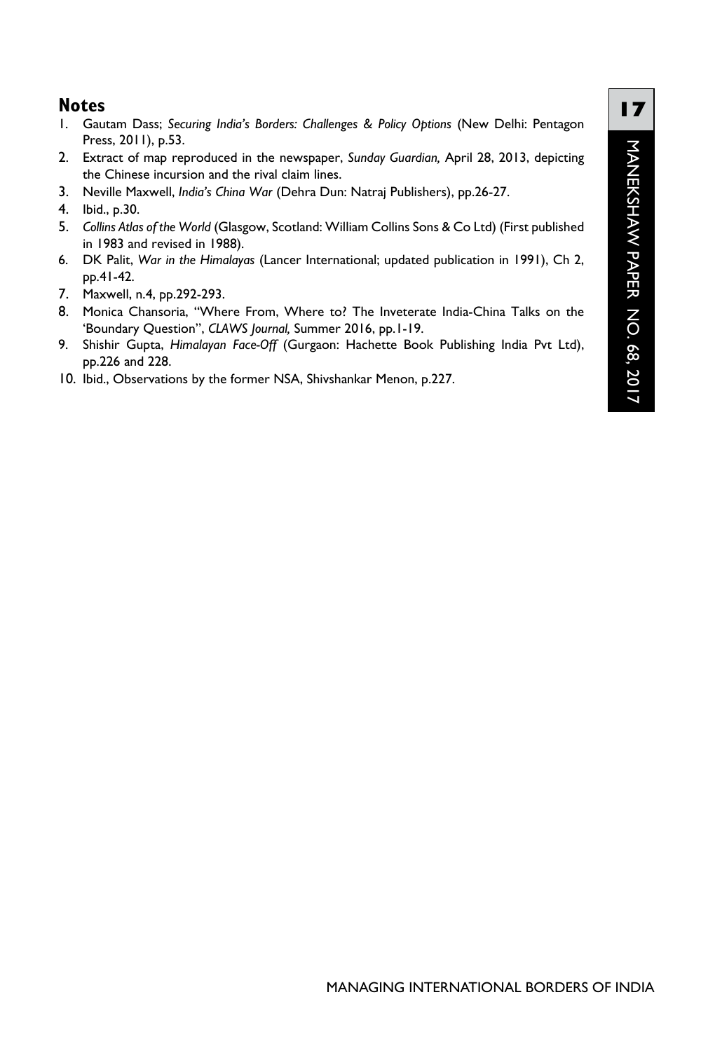## Notes

1. Gautam Dass; *Securing India's Borders: Challenges & Policy Options* (New Delhi: Pentagon Press, 2011), p.53.
2. Extract of map reproduced in the newspaper, *Sunday Guardian,* April 28, 2013, depicting the Chinese incursion and the rival claim lines.
3. Neville Maxwell, *India's China War* (Dehra Dun: Natraj Publishers), pp.26-27.
4. Ibid., p.30.
5. *Collins Atlas of the World* (Glasgow, Scotland: William Collins Sons & Co Ltd) (First published in 1983 and revised in 1988).
6. DK Palit, *War in the Himalayas* (Lancer International; updated publication in 1991), Ch 2, pp.41-42.
7. Maxwell, n.4, pp.292-293.
8. Monica Chansoria, "Where From, Where to? The Inveterate India-China Talks on the 'Boundary Question'", *CLAWS Journal,* Summer 2016, pp.1-19.
9. Shishir Gupta, *Himalayan Face-Off* (Gurgaon: Hachette Book Publishing India Pvt Ltd), pp.226 and 228.
10. Ibid., Observations by the former NSA, Shivshankar Menon, p.227.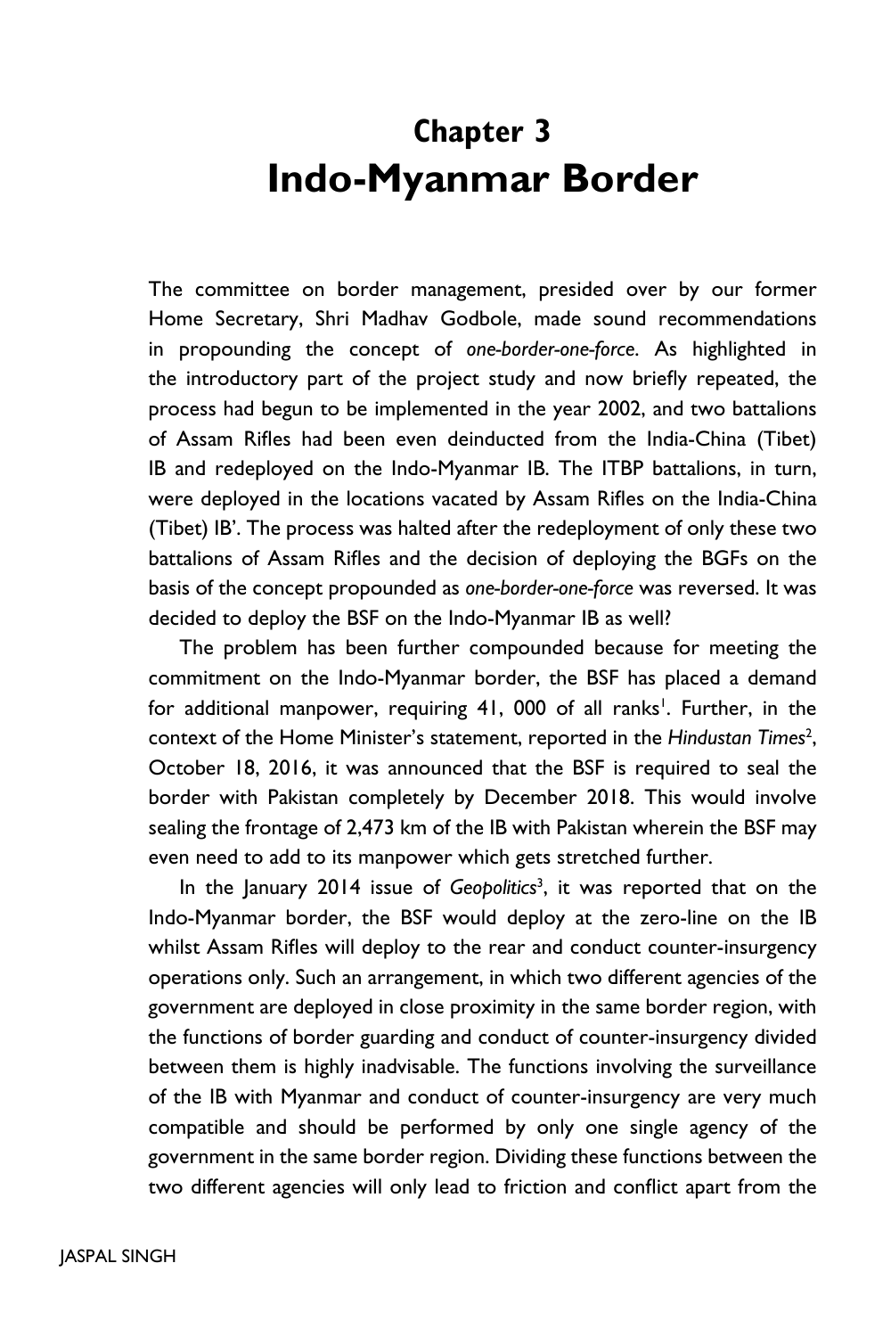# Chapter 3

# Indo-Myanmar Border

The committee on border management, presided over by our former Home Secretary, Shri Madhav Godbole, made sound recommendations in propounding the concept of *one-border-one-force*. As highlighted in the introductory part of the project study and now briefly repeated, the process had begun to be implemented in the year 2002, and two battalions of Assam Rifles had been even deinducted from the India-China (Tibet) IB and redeployed on the Indo-Myanmar IB. The ITBP battalions, in turn, were deployed in the locations vacated by Assam Rifles on the India-China (Tibet) IB'. The process was halted after the redeployment of only these two battalions of Assam Rifles and the decision of deploying the BGFs on the basis of the concept propounded as *one-border-one-force* was reversed. It was decided to deploy the BSF on the Indo-Myanmar IB as well?

The problem has been further compounded because for meeting the commitment on the Indo-Myanmar border, the BSF has placed a demand for additional manpower, requiring 41, 000 of all ranks[1]. Further, in the context of the Home Minister's statement, reported in the *Hindustan Times*[2], October 18, 2016, it was announced that the BSF is required to seal the border with Pakistan completely by December 2018. This would involve sealing the frontage of 2,473 km of the IB with Pakistan wherein the BSF may even need to add to its manpower which gets stretched further.

In the January 2014 issue of *Geopolitics*[3], it was reported that on the Indo-Myanmar border, the BSF would deploy at the zero-line on the IB whilst Assam Rifles will deploy to the rear and conduct counter-insurgency operations only. Such an arrangement, in which two different agencies of the government are deployed in close proximity in the same border region, with the functions of border guarding and conduct of counter-insurgency divided between them is highly inadvisable. The functions involving the surveillance of the IB with Myanmar and conduct of counter-insurgency are very much compatible and should be performed by only one single agency of the government in the same border region. Dividing these functions between the two different agencies will only lead to friction and conflict apart from the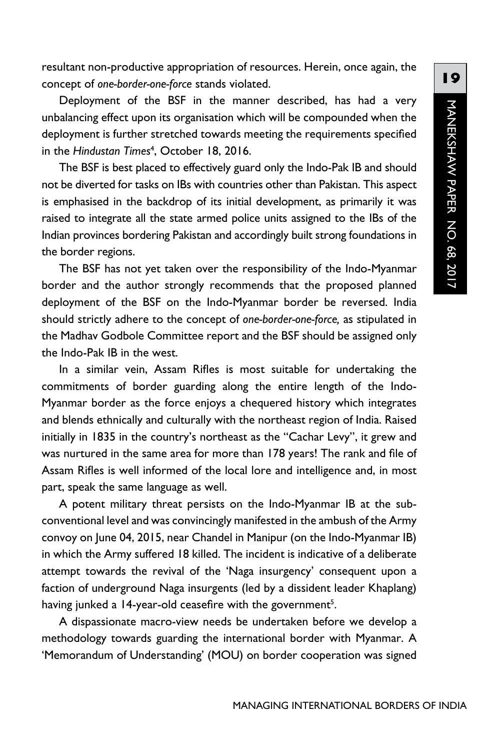resultant non-productive appropriation of resources. Herein, once again, the concept of *one-border-one-force* stands violated.

Deployment of the BSF in the manner described, has had a very unbalancing effect upon its organisation which will be compounded when the deployment is further stretched towards meeting the requirements specified in the *Hindustan Times*[4], October 18, 2016.

The BSF is best placed to effectively guard only the Indo-Pak IB and should not be diverted for tasks on IBs with countries other than Pakistan. This aspect is emphasised in the backdrop of its initial development, as primarily it was raised to integrate all the state armed police units assigned to the IBs of the Indian provinces bordering Pakistan and accordingly built strong foundations in the border regions.

The BSF has not yet taken over the responsibility of the Indo-Myanmar border and the author strongly recommends that the proposed planned deployment of the BSF on the Indo-Myanmar border be reversed. India should strictly adhere to the concept of *one-border-one-force,* as stipulated in the Madhav Godbole Committee report and the BSF should be assigned only the Indo-Pak IB in the west.

In a similar vein, Assam Rifles is most suitable for undertaking the commitments of border guarding along the entire length of the Indo-Myanmar border as the force enjoys a chequered history which integrates and blends ethnically and culturally with the northeast region of India. Raised initially in 1835 in the country's northeast as the "Cachar Levy", it grew and was nurtured in the same area for more than 178 years! The rank and file of Assam Rifles is well informed of the local lore and intelligence and, in most part, speak the same language as well.

A potent military threat persists on the Indo-Myanmar IB at the sub-conventional level and was convincingly manifested in the ambush of the Army convoy on June 04, 2015, near Chandel in Manipur (on the Indo-Myanmar IB) in which the Army suffered 18 killed. The incident is indicative of a deliberate attempt towards the revival of the 'Naga insurgency' consequent upon a faction of underground Naga insurgents (led by a dissident leader Khaplang) having junked a 14-year-old ceasefire with the government[5].

A dispassionate macro-view needs be undertaken before we develop a methodology towards guarding the international border with Myanmar. A 'Memorandum of Understanding' (MOU) on border cooperation was signed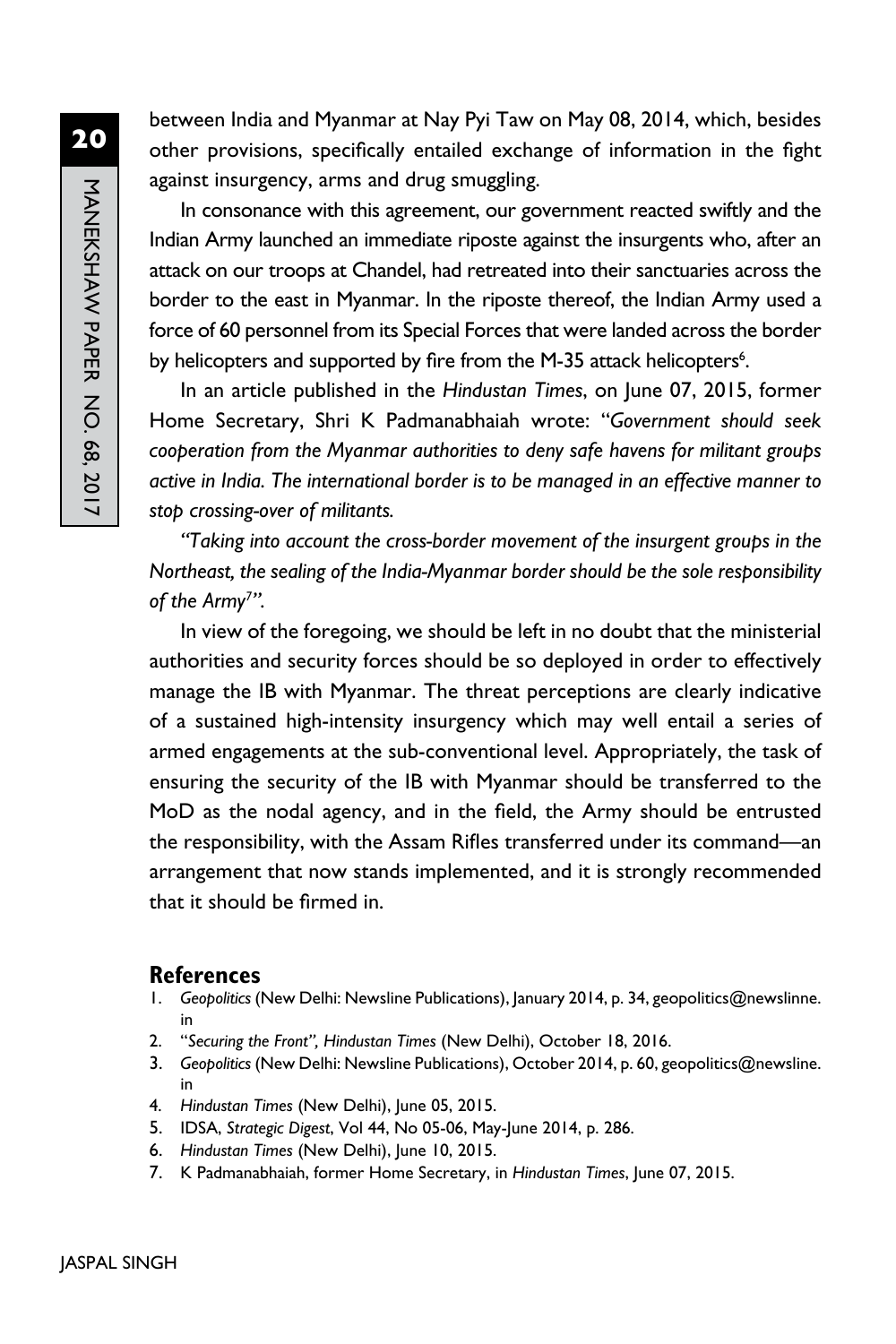between India and Myanmar at Nay Pyi Taw on May 08, 2014, which, besides other provisions, specifically entailed exchange of information in the fight against insurgency, arms and drug smuggling.

In consonance with this agreement, our government reacted swiftly and the Indian Army launched an immediate riposte against the insurgents who, after an attack on our troops at Chandel, had retreated into their sanctuaries across the border to the east in Myanmar. In the riposte thereof, the Indian Army used a force of 60 personnel from its Special Forces that were landed across the border by helicopters and supported by fire from the M-35 attack helicopters[6].

In an article published in the *Hindustan Times*, on June 07, 2015, former Home Secretary, Shri K Padmanabhaiah wrote: "*Government should seek cooperation from the Myanmar authorities to deny safe havens for militant groups active in India. The international border is to be managed in an effective manner to stop crossing-over of militants.*

*"Taking into account the cross-border movement of the insurgent groups in the Northeast, the sealing of the India-Myanmar border should be the sole responsibility of the Army[7]".*

In view of the foregoing, we should be left in no doubt that the ministerial authorities and security forces should be so deployed in order to effectively manage the IB with Myanmar. The threat perceptions are clearly indicative of a sustained high-intensity insurgency which may well entail a series of armed engagements at the sub-conventional level. Appropriately, the task of ensuring the security of the IB with Myanmar should be transferred to the MoD as the nodal agency, and in the field, the Army should be entrusted the responsibility, with the Assam Rifles transferred under its command—an arrangement that now stands implemented, and it is strongly recommended that it should be firmed in.

## References

1. *Geopolitics* (New Delhi: Newsline Publications), January 2014, p. 34, geopolitics@newslinne.in
2. "*Securing the Front", Hindustan Times* (New Delhi), October 18, 2016.
3. *Geopolitics* (New Delhi: Newsline Publications), October 2014, p. 60, geopolitics@newsline.in
4. *Hindustan Times* (New Delhi), June 05, 2015.
5. IDSA, *Strategic Digest*, Vol 44, No 05-06, May-June 2014, p. 286.
6. *Hindustan Times* (New Delhi), June 10, 2015.
7. K Padmanabhaiah, former Home Secretary, in *Hindustan Times*, June 07, 2015.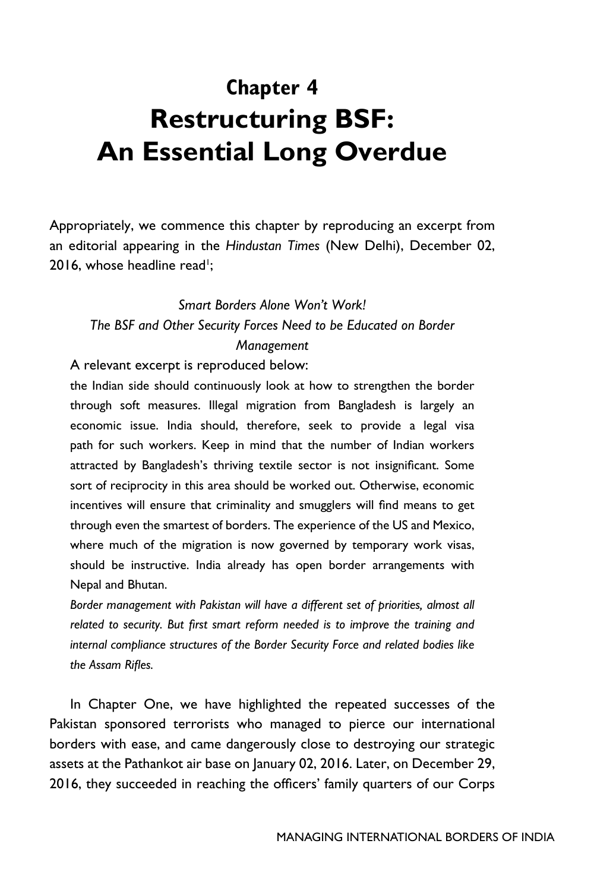# Chapter 4
# Restructuring BSF: An Essential Long Overdue

Appropriately, we commence this chapter by reproducing an excerpt from an editorial appearing in the *Hindustan Times* (New Delhi), December 02, 2016, whose headline read[1];

*Smart Borders Alone Won't Work!*
*The BSF and Other Security Forces Need to be Educated on Border Management*

A relevant excerpt is reproduced below:

> the Indian side should continuously look at how to strengthen the border through soft measures. Illegal migration from Bangladesh is largely an economic issue. India should, therefore, seek to provide a legal visa path for such workers. Keep in mind that the number of Indian workers attracted by Bangladesh's thriving textile sector is not insignificant. Some sort of reciprocity in this area should be worked out. Otherwise, economic incentives will ensure that criminality and smugglers will find means to get through even the smartest of borders. The experience of the US and Mexico, where much of the migration is now governed by temporary work visas, should be instructive. India already has open border arrangements with Nepal and Bhutan.
>
> *Border management with Pakistan will have a different set of priorities, almost all related to security. But first smart reform needed is to improve the training and internal compliance structures of the Border Security Force and related bodies like the Assam Rifles.*

In Chapter One, we have highlighted the repeated successes of the Pakistan sponsored terrorists who managed to pierce our international borders with ease, and came dangerously close to destroying our strategic assets at the Pathankot air base on January 02, 2016. Later, on December 29, 2016, they succeeded in reaching the officers' family quarters of our Corps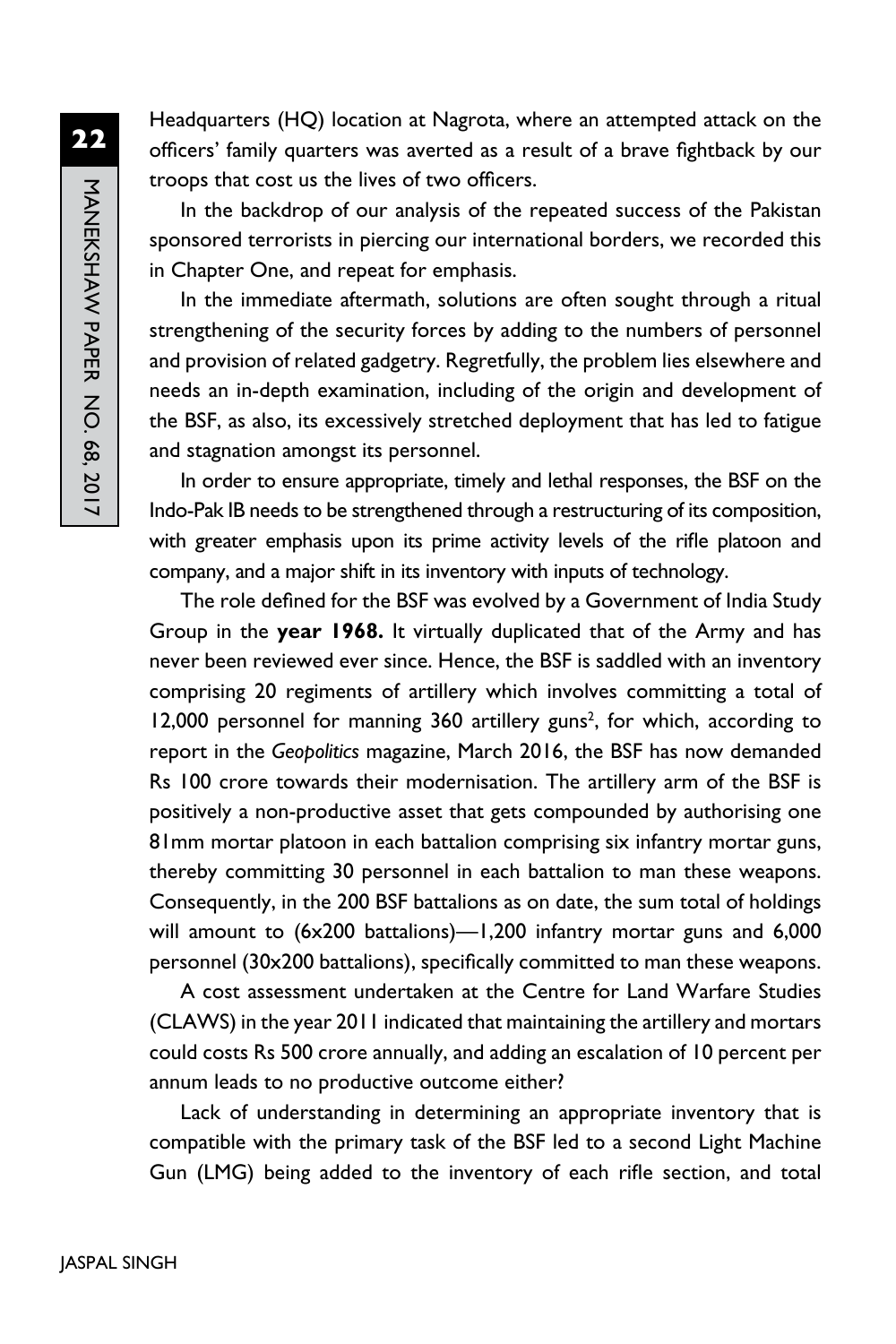Headquarters (HQ) location at Nagrota, where an attempted attack on the officers' family quarters was averted as a result of a brave fightback by our troops that cost us the lives of two officers.

In the backdrop of our analysis of the repeated success of the Pakistan sponsored terrorists in piercing our international borders, we recorded this in Chapter One, and repeat for emphasis.

In the immediate aftermath, solutions are often sought through a ritual strengthening of the security forces by adding to the numbers of personnel and provision of related gadgetry. Regretfully, the problem lies elsewhere and needs an in-depth examination, including of the origin and development of the BSF, as also, its excessively stretched deployment that has led to fatigue and stagnation amongst its personnel.

In order to ensure appropriate, timely and lethal responses, the BSF on the Indo-Pak IB needs to be strengthened through a restructuring of its composition, with greater emphasis upon its prime activity levels of the rifle platoon and company, and a major shift in its inventory with inputs of technology.

The role defined for the BSF was evolved by a Government of India Study Group in the **year 1968.** It virtually duplicated that of the Army and has never been reviewed ever since. Hence, the BSF is saddled with an inventory comprising 20 regiments of artillery which involves committing a total of 12,000 personnel for manning 360 artillery guns[2], for which, according to report in the *Geopolitics* magazine, March 2016, the BSF has now demanded Rs 100 crore towards their modernisation. The artillery arm of the BSF is positively a non-productive asset that gets compounded by authorising one 81mm mortar platoon in each battalion comprising six infantry mortar guns, thereby committing 30 personnel in each battalion to man these weapons. Consequently, in the 200 BSF battalions as on date, the sum total of holdings will amount to (6x200 battalions)—1,200 infantry mortar guns and 6,000 personnel (30x200 battalions), specifically committed to man these weapons.

A cost assessment undertaken at the Centre for Land Warfare Studies (CLAWS) in the year 2011 indicated that maintaining the artillery and mortars could costs Rs 500 crore annually, and adding an escalation of 10 percent per annum leads to no productive outcome either?

Lack of understanding in determining an appropriate inventory that is compatible with the primary task of the BSF led to a second Light Machine Gun (LMG) being added to the inventory of each rifle section, and total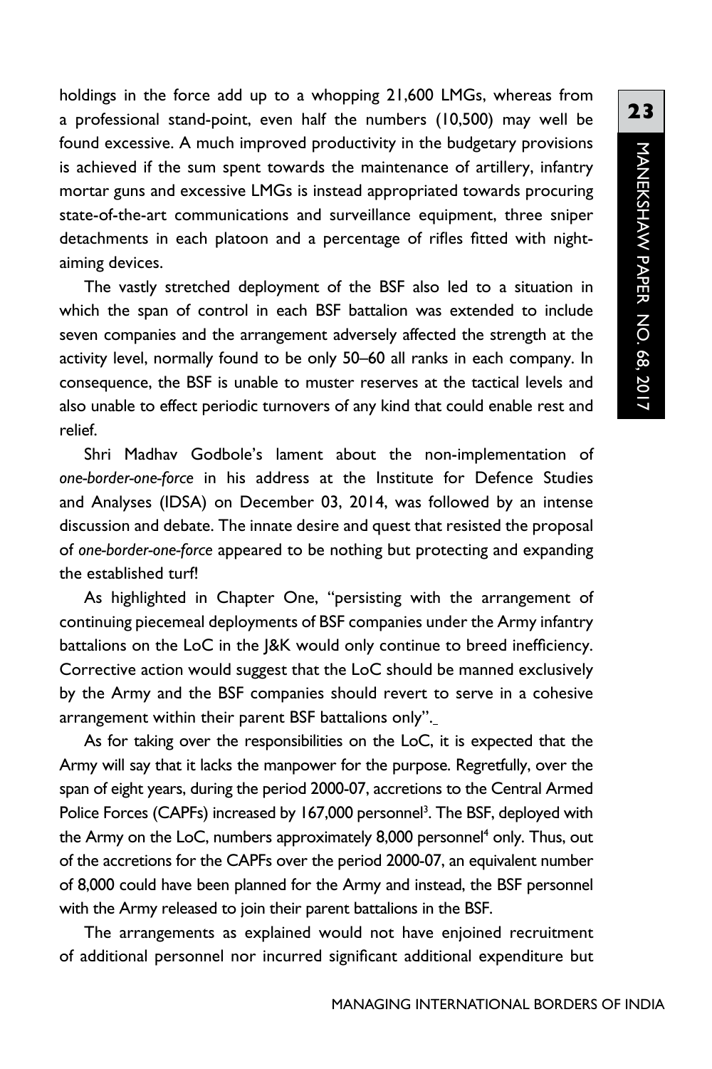holdings in the force add up to a whopping 21,600 LMGs, whereas from a professional stand-point, even half the numbers (10,500) may well be found excessive. A much improved productivity in the budgetary provisions is achieved if the sum spent towards the maintenance of artillery, infantry mortar guns and excessive LMGs is instead appropriated towards procuring state-of-the-art communications and surveillance equipment, three sniper detachments in each platoon and a percentage of rifles fitted with night-aiming devices.

The vastly stretched deployment of the BSF also led to a situation in which the span of control in each BSF battalion was extended to include seven companies and the arrangement adversely affected the strength at the activity level, normally found to be only 50–60 all ranks in each company. In consequence, the BSF is unable to muster reserves at the tactical levels and also unable to effect periodic turnovers of any kind that could enable rest and relief.

Shri Madhav Godbole's lament about the non-implementation of *one-border-one-force* in his address at the Institute for Defence Studies and Analyses (IDSA) on December 03, 2014, was followed by an intense discussion and debate. The innate desire and quest that resisted the proposal of *one-border-one-force* appeared to be nothing but protecting and expanding the established turf!

As highlighted in Chapter One, "persisting with the arrangement of continuing piecemeal deployments of BSF companies under the Army infantry battalions on the LoC in the J&K would only continue to breed inefficiency. Corrective action would suggest that the LoC should be manned exclusively by the Army and the BSF companies should revert to serve in a cohesive arrangement within their parent BSF battalions only".

As for taking over the responsibilities on the LoC, it is expected that the Army will say that it lacks the manpower for the purpose. Regretfully, over the span of eight years, during the period 2000-07, accretions to the Central Armed Police Forces (CAPFs) increased by 167,000 personnel[3]. The BSF, deployed with the Army on the LoC, numbers approximately 8,000 personnel[4] only. Thus, out of the accretions for the CAPFs over the period 2000-07, an equivalent number of 8,000 could have been planned for the Army and instead, the BSF personnel with the Army released to join their parent battalions in the BSF.

The arrangements as explained would not have enjoined recruitment of additional personnel nor incurred significant additional expenditure but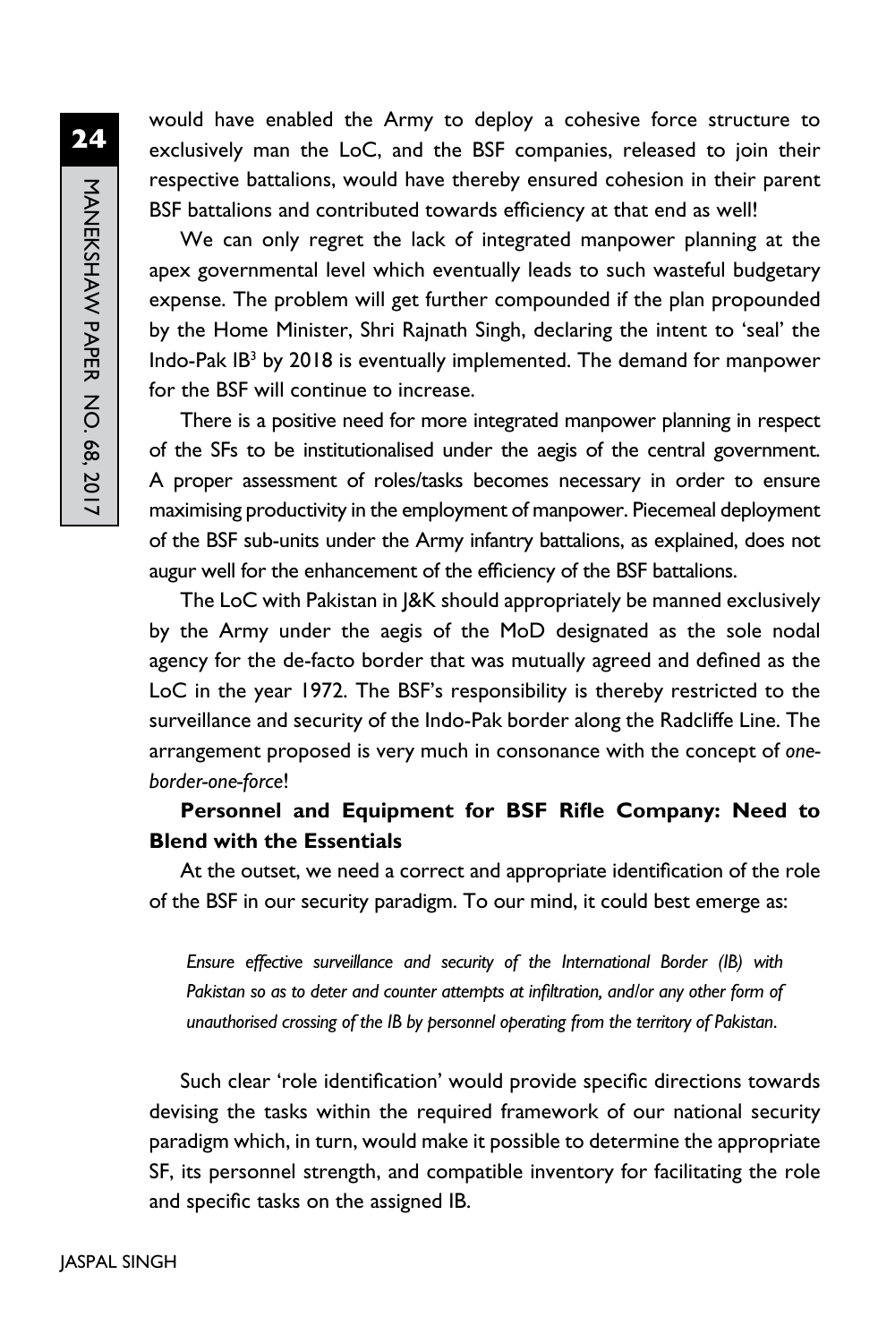would have enabled the Army to deploy a cohesive force structure to exclusively man the LoC, and the BSF companies, released to join their respective battalions, would have thereby ensured cohesion in their parent BSF battalions and contributed towards efficiency at that end as well!

We can only regret the lack of integrated manpower planning at the apex governmental level which eventually leads to such wasteful budgetary expense. The problem will get further compounded if the plan propounded by the Home Minister, Shri Rajnath Singh, declaring the intent to 'seal' the Indo-Pak IB[3] by 2018 is eventually implemented. The demand for manpower for the BSF will continue to increase.

There is a positive need for more integrated manpower planning in respect of the SFs to be institutionalised under the aegis of the central government. A proper assessment of roles/tasks becomes necessary in order to ensure maximising productivity in the employment of manpower. Piecemeal deployment of the BSF sub-units under the Army infantry battalions, as explained, does not augur well for the enhancement of the efficiency of the BSF battalions.

The LoC with Pakistan in J&K should appropriately be manned exclusively by the Army under the aegis of the MoD designated as the sole nodal agency for the de-facto border that was mutually agreed and defined as the LoC in the year 1972. The BSF's responsibility is thereby restricted to the surveillance and security of the Indo-Pak border along the Radcliffe Line. The arrangement proposed is very much in consonance with the concept of *one-border-one-force*!

**Personnel and Equipment for BSF Rifle Company: Need to Blend with the Essentials**

At the outset, we need a correct and appropriate identification of the role of the BSF in our security paradigm. To our mind, it could best emerge as:

> *Ensure effective surveillance and security of the International Border (IB) with Pakistan so as to deter and counter attempts at infiltration, and/or any other form of unauthorised crossing of the IB by personnel operating from the territory of Pakistan.*

Such clear 'role identification' would provide specific directions towards devising the tasks within the required framework of our national security paradigm which, in turn, would make it possible to determine the appropriate SF, its personnel strength, and compatible inventory for facilitating the role and specific tasks on the assigned IB.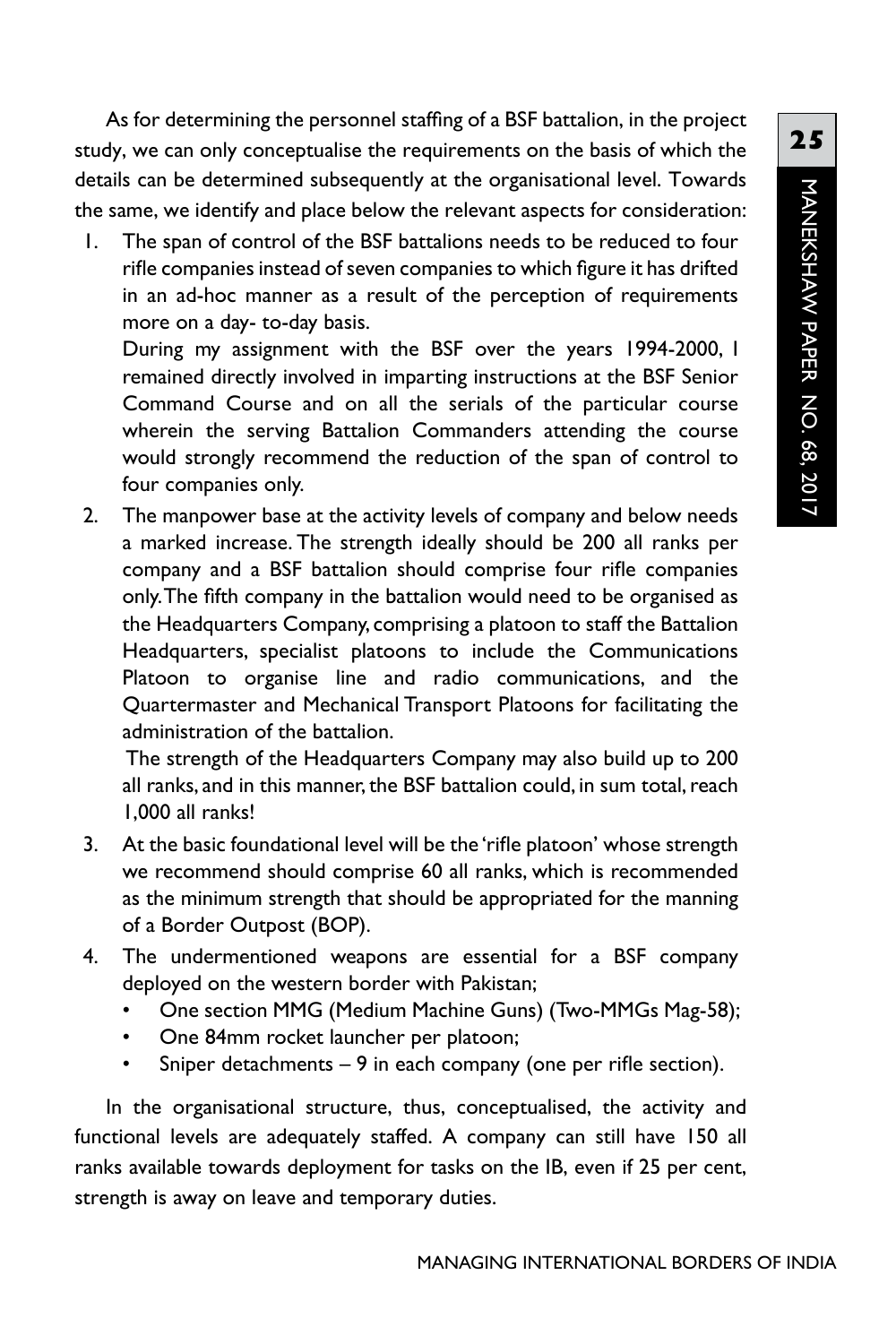As for determining the personnel staffing of a BSF battalion, in the project study, we can only conceptualise the requirements on the basis of which the details can be determined subsequently at the organisational level. Towards the same, we identify and place below the relevant aspects for consideration:

1. The span of control of the BSF battalions needs to be reduced to four rifle companies instead of seven companies to which figure it has drifted in an ad-hoc manner as a result of the perception of requirements more on a day- to-day basis.

   During my assignment with the BSF over the years 1994-2000, I remained directly involved in imparting instructions at the BSF Senior Command Course and on all the serials of the particular course wherein the serving Battalion Commanders attending the course would strongly recommend the reduction of the span of control to four companies only.

2. The manpower base at the activity levels of company and below needs a marked increase. The strength ideally should be 200 all ranks per company and a BSF battalion should comprise four rifle companies only. The fifth company in the battalion would need to be organised as the Headquarters Company, comprising a platoon to staff the Battalion Headquarters, specialist platoons to include the Communications Platoon to organise line and radio communications, and the Quartermaster and Mechanical Transport Platoons for facilitating the administration of the battalion.

   The strength of the Headquarters Company may also build up to 200 all ranks, and in this manner, the BSF battalion could, in sum total, reach 1,000 all ranks!

3. At the basic foundational level will be the 'rifle platoon' whose strength we recommend should comprise 60 all ranks, which is recommended as the minimum strength that should be appropriated for the manning of a Border Outpost (BOP).

4. The undermentioned weapons are essential for a BSF company deployed on the western border with Pakistan;
   - One section MMG (Medium Machine Guns) (Two-MMGs Mag-58);
   - One 84mm rocket launcher per platoon;
   - Sniper detachments – 9 in each company (one per rifle section).

In the organisational structure, thus, conceptualised, the activity and functional levels are adequately staffed. A company can still have 150 all ranks available towards deployment for tasks on the IB, even if 25 per cent, strength is away on leave and temporary duties.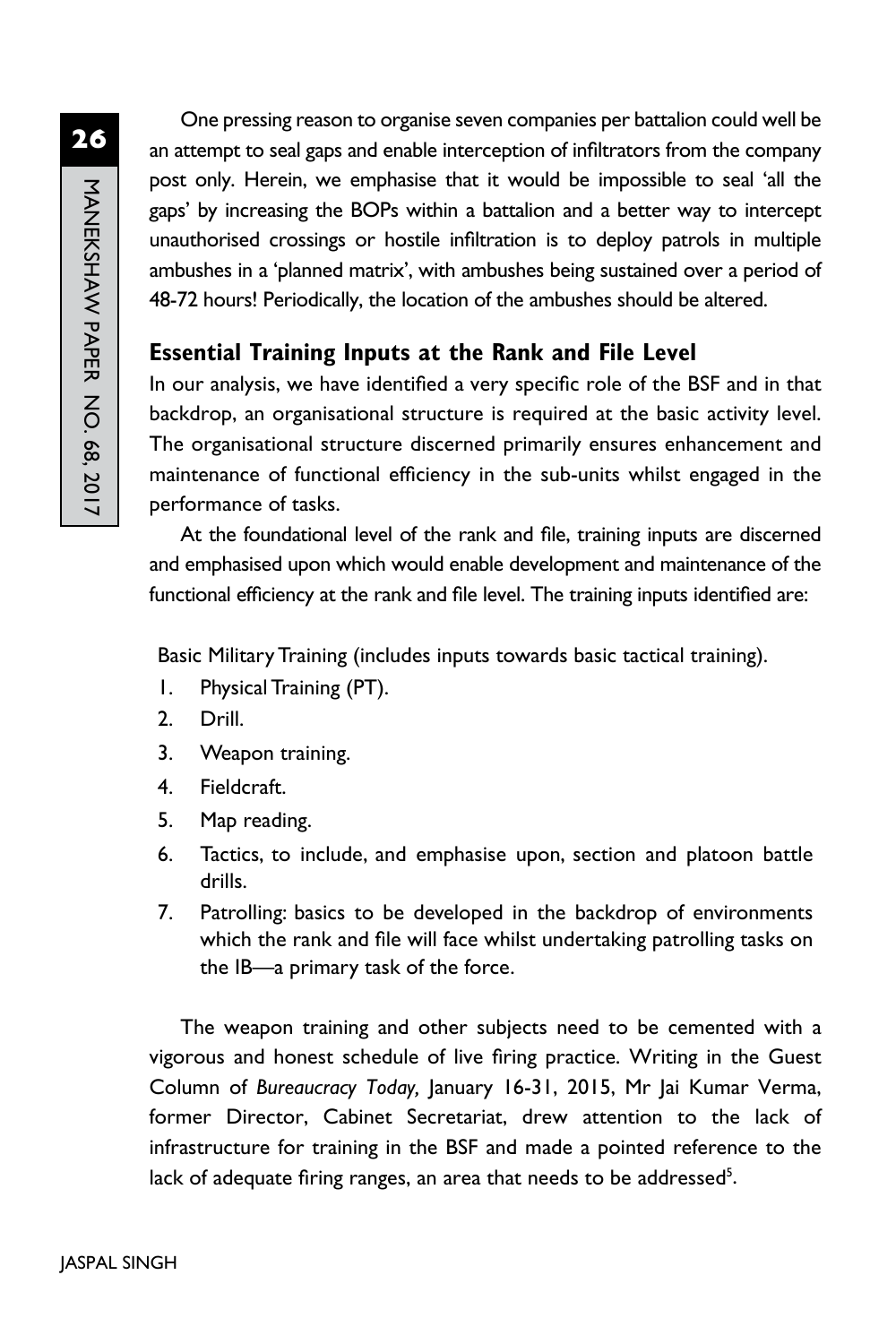One pressing reason to organise seven companies per battalion could well be an attempt to seal gaps and enable interception of infiltrators from the company post only. Herein, we emphasise that it would be impossible to seal 'all the gaps' by increasing the BOPs within a battalion and a better way to intercept unauthorised crossings or hostile infiltration is to deploy patrols in multiple ambushes in a 'planned matrix', with ambushes being sustained over a period of 48-72 hours! Periodically, the location of the ambushes should be altered.

## Essential Training Inputs at the Rank and File Level

In our analysis, we have identified a very specific role of the BSF and in that backdrop, an organisational structure is required at the basic activity level. The organisational structure discerned primarily ensures enhancement and maintenance of functional efficiency in the sub-units whilst engaged in the performance of tasks.

At the foundational level of the rank and file, training inputs are discerned and emphasised upon which would enable development and maintenance of the functional efficiency at the rank and file level. The training inputs identified are:

Basic Military Training (includes inputs towards basic tactical training).

1. Physical Training (PT).
2. Drill.
3. Weapon training.
4. Fieldcraft.
5. Map reading.
6. Tactics, to include, and emphasise upon, section and platoon battle drills.
7. Patrolling: basics to be developed in the backdrop of environments which the rank and file will face whilst undertaking patrolling tasks on the IB—a primary task of the force.

The weapon training and other subjects need to be cemented with a vigorous and honest schedule of live firing practice. Writing in the Guest Column of *Bureaucracy Today,* January 16-31, 2015, Mr Jai Kumar Verma, former Director, Cabinet Secretariat, drew attention to the lack of infrastructure for training in the BSF and made a pointed reference to the lack of adequate firing ranges, an area that needs to be addressed[5].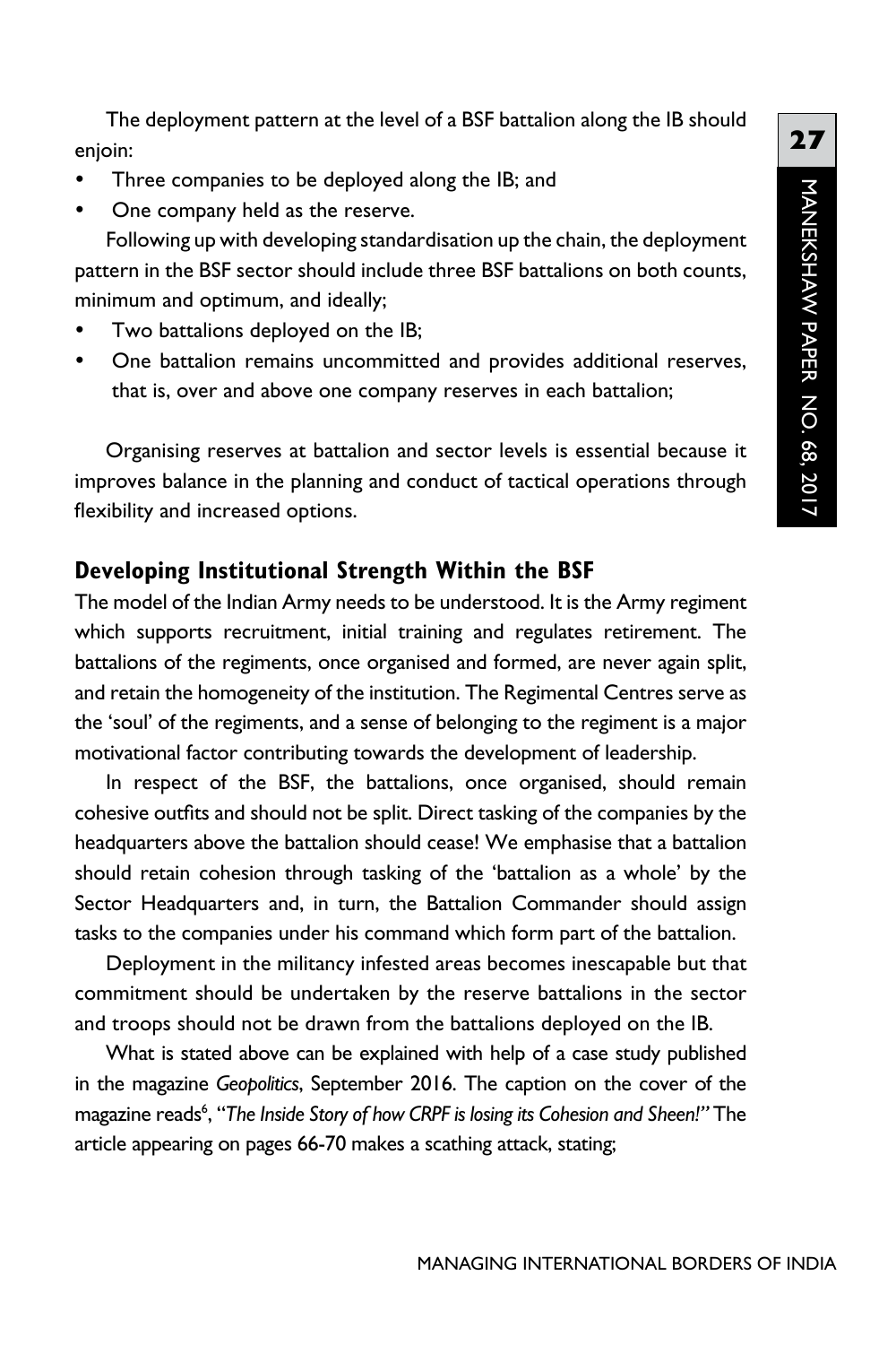The deployment pattern at the level of a BSF battalion along the IB should enjoin:

- Three companies to be deployed along the IB; and
- One company held as the reserve.

Following up with developing standardisation up the chain, the deployment pattern in the BSF sector should include three BSF battalions on both counts, minimum and optimum, and ideally;

- Two battalions deployed on the IB;
- One battalion remains uncommitted and provides additional reserves, that is, over and above one company reserves in each battalion;

Organising reserves at battalion and sector levels is essential because it improves balance in the planning and conduct of tactical operations through flexibility and increased options.

## Developing Institutional Strength Within the BSF

The model of the Indian Army needs to be understood. It is the Army regiment which supports recruitment, initial training and regulates retirement. The battalions of the regiments, once organised and formed, are never again split, and retain the homogeneity of the institution. The Regimental Centres serve as the 'soul' of the regiments, and a sense of belonging to the regiment is a major motivational factor contributing towards the development of leadership.

In respect of the BSF, the battalions, once organised, should remain cohesive outfits and should not be split. Direct tasking of the companies by the headquarters above the battalion should cease! We emphasise that a battalion should retain cohesion through tasking of the 'battalion as a whole' by the Sector Headquarters and, in turn, the Battalion Commander should assign tasks to the companies under his command which form part of the battalion.

Deployment in the militancy infested areas becomes inescapable but that commitment should be undertaken by the reserve battalions in the sector and troops should not be drawn from the battalions deployed on the IB.

What is stated above can be explained with help of a case study published in the magazine *Geopolitics*, September 2016. The caption on the cover of the magazine reads[6], "*The Inside Story of how CRPF is losing its Cohesion and Sheen!*" The article appearing on pages 66-70 makes a scathing attack, stating;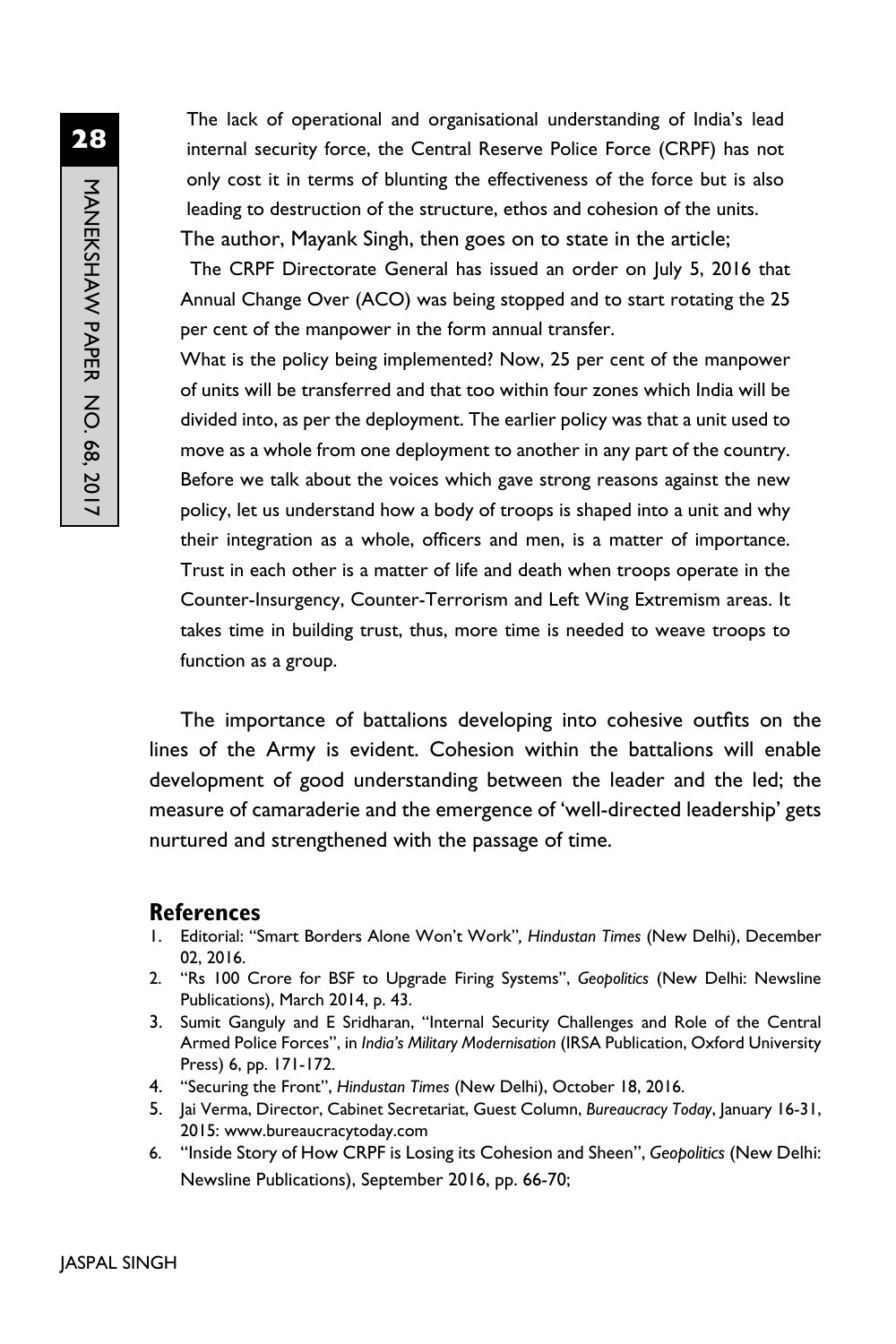The lack of operational and organisational understanding of India's lead internal security force, the Central Reserve Police Force (CRPF) has not only cost it in terms of blunting the effectiveness of the force but is also leading to destruction of the structure, ethos and cohesion of the units.

The author, Mayank Singh, then goes on to state in the article;

The CRPF Directorate General has issued an order on July 5, 2016 that Annual Change Over (ACO) was being stopped and to start rotating the 25 per cent of the manpower in the form annual transfer.

What is the policy being implemented? Now, 25 per cent of the manpower of units will be transferred and that too within four zones which India will be divided into, as per the deployment. The earlier policy was that a unit used to move as a whole from one deployment to another in any part of the country. Before we talk about the voices which gave strong reasons against the new policy, let us understand how a body of troops is shaped into a unit and why their integration as a whole, officers and men, is a matter of importance. Trust in each other is a matter of life and death when troops operate in the Counter-Insurgency, Counter-Terrorism and Left Wing Extremism areas. It takes time in building trust, thus, more time is needed to weave troops to function as a group.

The importance of battalions developing into cohesive outfits on the lines of the Army is evident. Cohesion within the battalions will enable development of good understanding between the leader and the led; the measure of camaraderie and the emergence of 'well-directed leadership' gets nurtured and strengthened with the passage of time.

## References

1. Editorial: "Smart Borders Alone Won't Work", *Hindustan Times* (New Delhi), December 02, 2016.
2. "Rs 100 Crore for BSF to Upgrade Firing Systems", *Geopolitics* (New Delhi: Newsline Publications), March 2014, p. 43.
3. Sumit Ganguly and E Sridharan, "Internal Security Challenges and Role of the Central Armed Police Forces", in *India's Military Modernisation* (IRSA Publication, Oxford University Press) 6, pp. 171-172.
4. "Securing the Front", *Hindustan Times* (New Delhi), October 18, 2016.
5. Jai Verma, Director, Cabinet Secretariat, Guest Column, *Bureaucracy Today*, January 16-31, 2015: www.bureaucracytoday.com
6. "Inside Story of How CRPF is Losing its Cohesion and Sheen", *Geopolitics* (New Delhi: Newsline Publications), September 2016, pp. 66-70;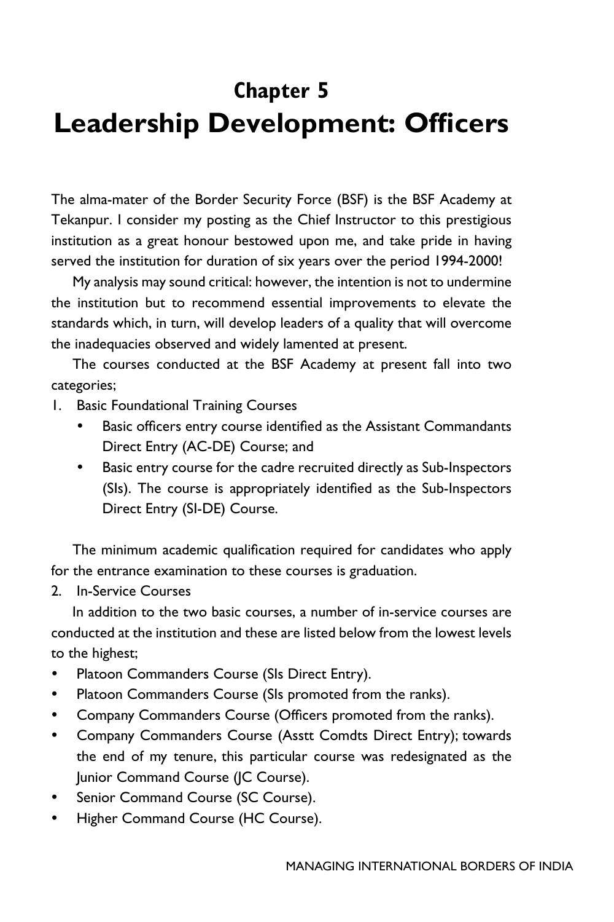# Chapter 5
# Leadership Development: Officers

The alma-mater of the Border Security Force (BSF) is the BSF Academy at Tekanpur. I consider my posting as the Chief Instructor to this prestigious institution as a great honour bestowed upon me, and take pride in having served the institution for duration of six years over the period 1994-2000!

My analysis may sound critical: however, the intention is not to undermine the institution but to recommend essential improvements to elevate the standards which, in turn, will develop leaders of a quality that will overcome the inadequacies observed and widely lamented at present.

The courses conducted at the BSF Academy at present fall into two categories;

1. Basic Foundational Training Courses
    - Basic officers entry course identified as the Assistant Commandants Direct Entry (AC-DE) Course; and
    - Basic entry course for the cadre recruited directly as Sub-Inspectors (SIs). The course is appropriately identified as the Sub-Inspectors Direct Entry (SI-DE) Course.

The minimum academic qualification required for candidates who apply for the entrance examination to these courses is graduation.

2. In-Service Courses

In addition to the two basic courses, a number of in-service courses are conducted at the institution and these are listed below from the lowest levels to the highest;

- Platoon Commanders Course (SIs Direct Entry).
- Platoon Commanders Course (SIs promoted from the ranks).
- Company Commanders Course (Officers promoted from the ranks).
- Company Commanders Course (Asstt Comdts Direct Entry); towards the end of my tenure, this particular course was redesignated as the Junior Command Course (JC Course).
- Senior Command Course (SC Course).
- Higher Command Course (HC Course).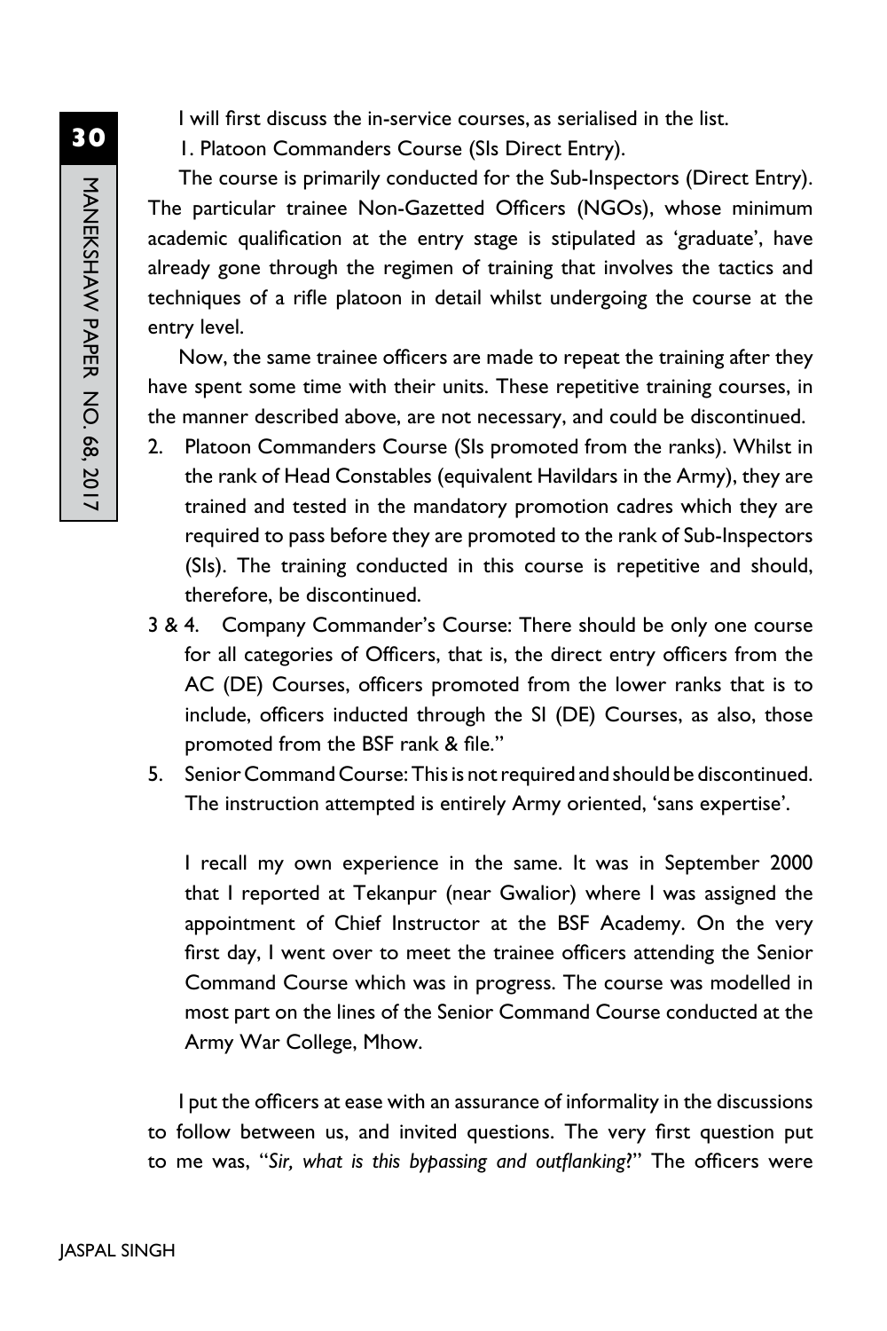I will first discuss the in-service courses, as serialised in the list.

1. Platoon Commanders Course (SIs Direct Entry).

The course is primarily conducted for the Sub-Inspectors (Direct Entry). The particular trainee Non-Gazetted Officers (NGOs), whose minimum academic qualification at the entry stage is stipulated as 'graduate', have already gone through the regimen of training that involves the tactics and techniques of a rifle platoon in detail whilst undergoing the course at the entry level.

Now, the same trainee officers are made to repeat the training after they have spent some time with their units. These repetitive training courses, in the manner described above, are not necessary, and could be discontinued.

2. Platoon Commanders Course (SIs promoted from the ranks). Whilst in the rank of Head Constables (equivalent Havildars in the Army), they are trained and tested in the mandatory promotion cadres which they are required to pass before they are promoted to the rank of Sub-Inspectors (SIs). The training conducted in this course is repetitive and should, therefore, be discontinued.

3 & 4. Company Commander's Course: There should be only one course for all categories of Officers, that is, the direct entry officers from the AC (DE) Courses, officers promoted from the lower ranks that is to include, officers inducted through the SI (DE) Courses, as also, those promoted from the BSF rank & file."

5. Senior Command Course: This is not required and should be discontinued. The instruction attempted is entirely Army oriented, 'sans expertise'.

   I recall my own experience in the same. It was in September 2000 that I reported at Tekanpur (near Gwalior) where I was assigned the appointment of Chief Instructor at the BSF Academy. On the very first day, I went over to meet the trainee officers attending the Senior Command Course which was in progress. The course was modelled in most part on the lines of the Senior Command Course conducted at the Army War College, Mhow.

I put the officers at ease with an assurance of informality in the discussions to follow between us, and invited questions. The very first question put to me was, "*Sir, what is this bypassing and outflanking?*" The officers were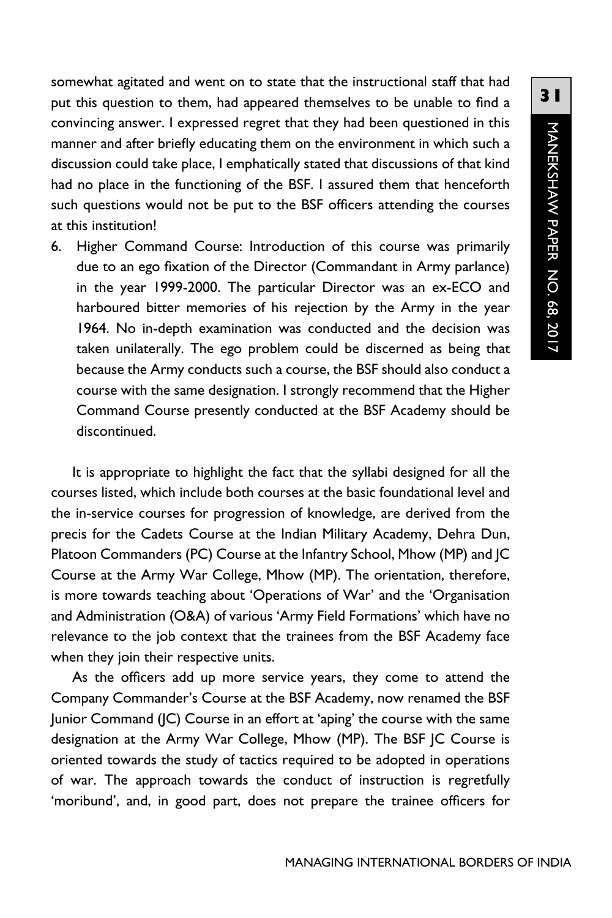somewhat agitated and went on to state that the instructional staff that had put this question to them, had appeared themselves to be unable to find a convincing answer. I expressed regret that they had been questioned in this manner and after briefly educating them on the environment in which such a discussion could take place, I emphatically stated that discussions of that kind had no place in the functioning of the BSF. I assured them that henceforth such questions would not be put to the BSF officers attending the courses at this institution!

6. Higher Command Course: Introduction of this course was primarily due to an ego fixation of the Director (Commandant in Army parlance) in the year 1999-2000. The particular Director was an ex-ECO and harboured bitter memories of his rejection by the Army in the year 1964. No in-depth examination was conducted and the decision was taken unilaterally. The ego problem could be discerned as being that because the Army conducts such a course, the BSF should also conduct a course with the same designation. I strongly recommend that the Higher Command Course presently conducted at the BSF Academy should be discontinued.

It is appropriate to highlight the fact that the syllabi designed for all the courses listed, which include both courses at the basic foundational level and the in-service courses for progression of knowledge, are derived from the precis for the Cadets Course at the Indian Military Academy, Dehra Dun, Platoon Commanders (PC) Course at the Infantry School, Mhow (MP) and JC Course at the Army War College, Mhow (MP). The orientation, therefore, is more towards teaching about 'Operations of War' and the 'Organisation and Administration (O&A) of various 'Army Field Formations' which have no relevance to the job context that the trainees from the BSF Academy face when they join their respective units.

As the officers add up more service years, they come to attend the Company Commander's Course at the BSF Academy, now renamed the BSF Junior Command (JC) Course in an effort at 'aping' the course with the same designation at the Army War College, Mhow (MP). The BSF JC Course is oriented towards the study of tactics required to be adopted in operations of war. The approach towards the conduct of instruction is regretfully 'moribund', and, in good part, does not prepare the trainee officers for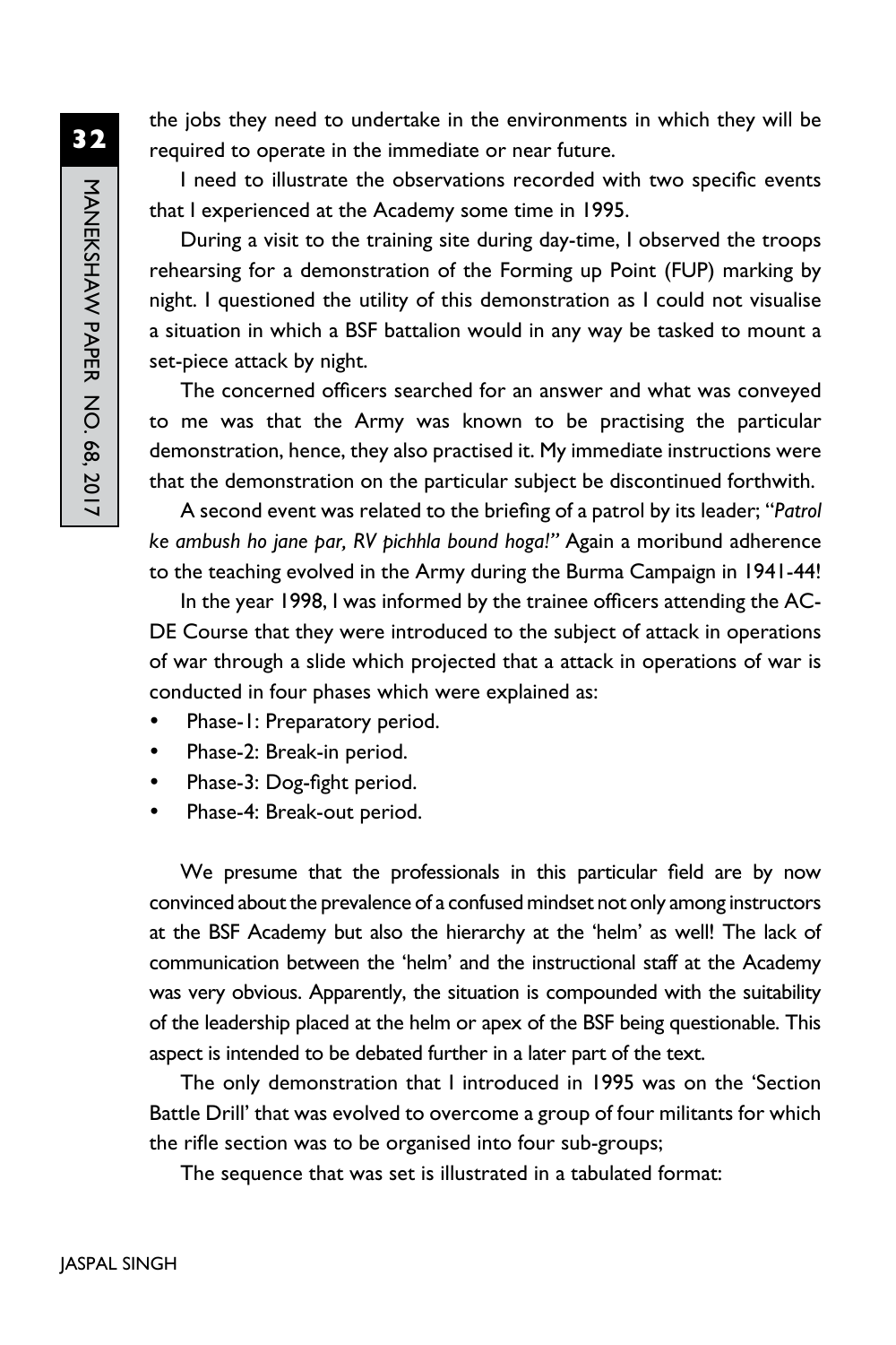the jobs they need to undertake in the environments in which they will be required to operate in the immediate or near future.

I need to illustrate the observations recorded with two specific events that I experienced at the Academy some time in 1995.

During a visit to the training site during day-time, I observed the troops rehearsing for a demonstration of the Forming up Point (FUP) marking by night. I questioned the utility of this demonstration as I could not visualise a situation in which a BSF battalion would in any way be tasked to mount a set-piece attack by night.

The concerned officers searched for an answer and what was conveyed to me was that the Army was known to be practising the particular demonstration, hence, they also practised it. My immediate instructions were that the demonstration on the particular subject be discontinued forthwith.

A second event was related to the briefing of a patrol by its leader; "*Patrol ke ambush ho jane par, RV pichhla bound hoga!*" Again a moribund adherence to the teaching evolved in the Army during the Burma Campaign in 1941-44!

In the year 1998, I was informed by the trainee officers attending the AC-DE Course that they were introduced to the subject of attack in operations of war through a slide which projected that a attack in operations of war is conducted in four phases which were explained as:

- Phase-1: Preparatory period.
- Phase-2: Break-in period.
- Phase-3: Dog-fight period.
- Phase-4: Break-out period.

We presume that the professionals in this particular field are by now convinced about the prevalence of a confused mindset not only among instructors at the BSF Academy but also the hierarchy at the 'helm' as well! The lack of communication between the 'helm' and the instructional staff at the Academy was very obvious. Apparently, the situation is compounded with the suitability of the leadership placed at the helm or apex of the BSF being questionable. This aspect is intended to be debated further in a later part of the text.

The only demonstration that I introduced in 1995 was on the 'Section Battle Drill' that was evolved to overcome a group of four militants for which the rifle section was to be organised into four sub-groups;

The sequence that was set is illustrated in a tabulated format: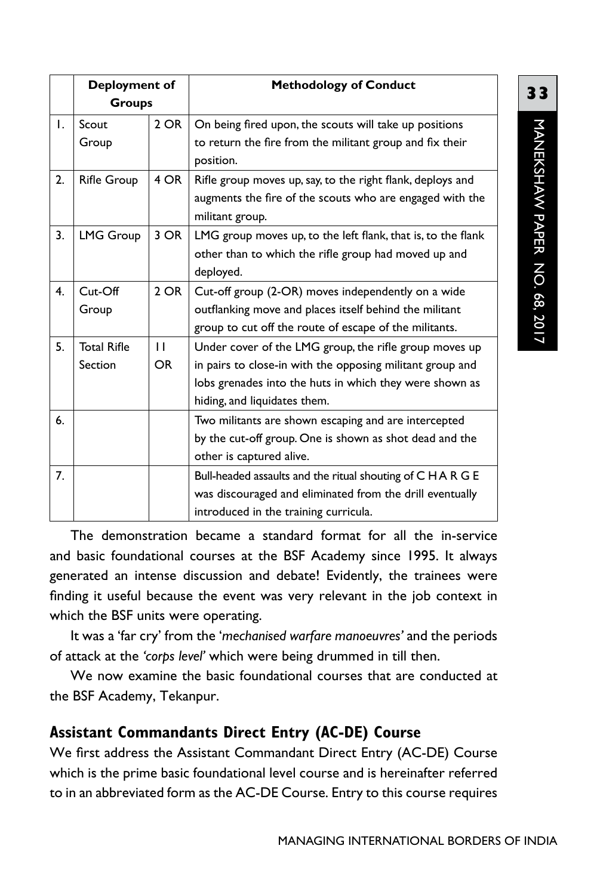| | Deployment of Groups | | Methodology of Conduct |
|---|---|---|---|
| 1. | Scout Group | 2 OR | On being fired upon, the scouts will take up positions to return the fire from the militant group and fix their position. |
| 2. | Rifle Group | 4 OR | Rifle group moves up, say, to the right flank, deploys and augments the fire of the scouts who are engaged with the militant group. |
| 3. | LMG Group | 3 OR | LMG group moves up, to the left flank, that is, to the flank other than to which the rifle group had moved up and deployed. |
| 4. | Cut-Off Group | 2 OR | Cut-off group (2-OR) moves independently on a wide outflanking move and places itself behind the militant group to cut off the route of escape of the militants. |
| 5. | Total Rifle Section | 11 OR | Under cover of the LMG group, the rifle group moves up in pairs to close-in with the opposing militant group and lobs grenades into the huts in which they were shown as hiding, and liquidates them. |
| 6. | | | Two militants are shown escaping and are intercepted by the cut-off group. One is shown as shot dead and the other is captured alive. |
| 7. | | | Bull-headed assaults and the ritual shouting of C H A R G E was discouraged and eliminated from the drill eventually introduced in the training curricula. |

The demonstration became a standard format for all the in-service and basic foundational courses at the BSF Academy since 1995. It always generated an intense discussion and debate! Evidently, the trainees were finding it useful because the event was very relevant in the job context in which the BSF units were operating.

It was a 'far cry' from the '*mechanised warfare manoeuvres*' and the periods of attack at the *'corps level'* which were being drummed in till then.

We now examine the basic foundational courses that are conducted at the BSF Academy, Tekanpur.

## Assistant Commandants Direct Entry (AC-DE) Course

We first address the Assistant Commandant Direct Entry (AC-DE) Course which is the prime basic foundational level course and is hereinafter referred to in an abbreviated form as the AC-DE Course. Entry to this course requires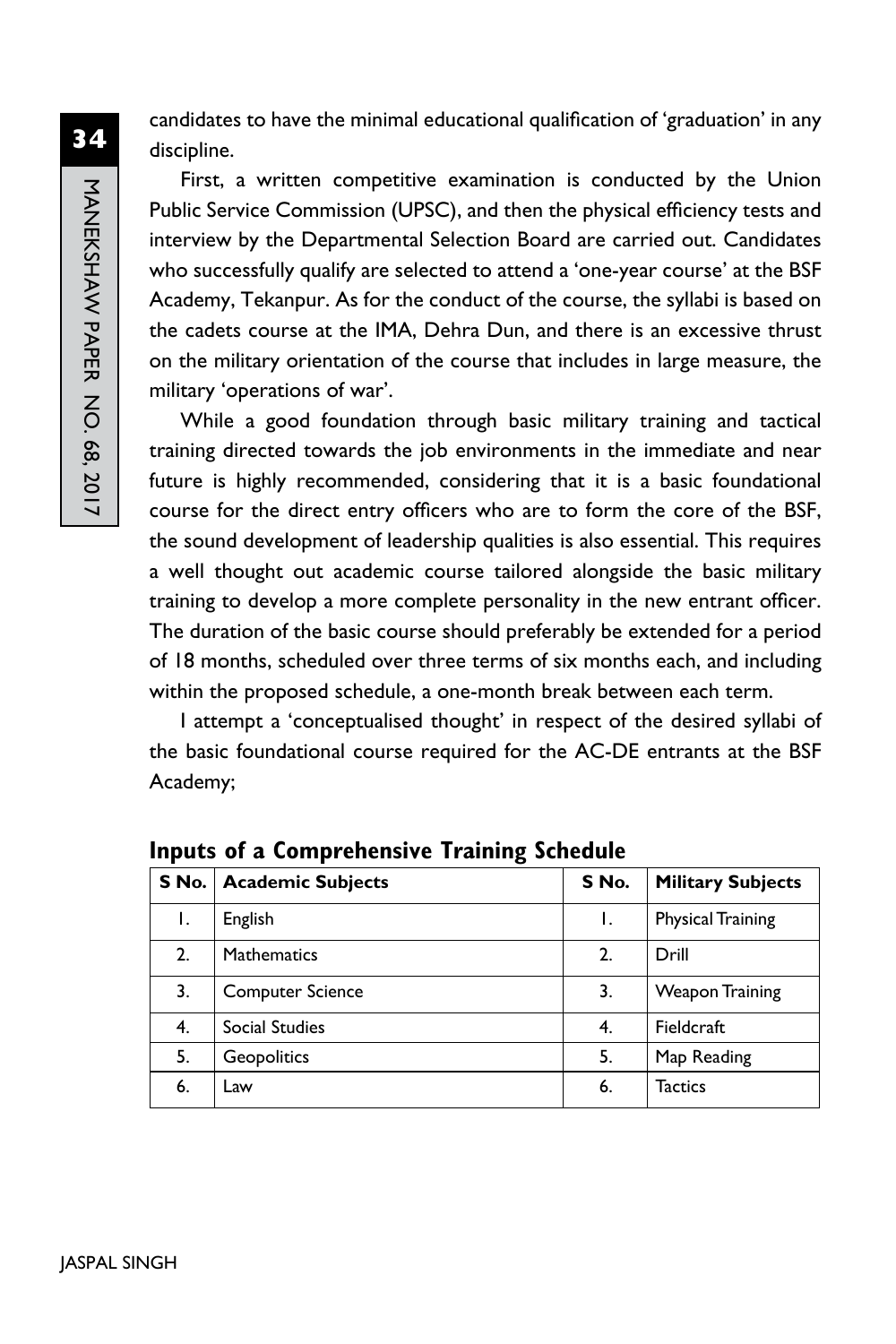candidates to have the minimal educational qualification of 'graduation' in any discipline.

First, a written competitive examination is conducted by the Union Public Service Commission (UPSC), and then the physical efficiency tests and interview by the Departmental Selection Board are carried out. Candidates who successfully qualify are selected to attend a 'one-year course' at the BSF Academy, Tekanpur. As for the conduct of the course, the syllabi is based on the cadets course at the IMA, Dehra Dun, and there is an excessive thrust on the military orientation of the course that includes in large measure, the military 'operations of war'.

While a good foundation through basic military training and tactical training directed towards the job environments in the immediate and near future is highly recommended, considering that it is a basic foundational course for the direct entry officers who are to form the core of the BSF, the sound development of leadership qualities is also essential. This requires a well thought out academic course tailored alongside the basic military training to develop a more complete personality in the new entrant officer. The duration of the basic course should preferably be extended for a period of 18 months, scheduled over three terms of six months each, and including within the proposed schedule, a one-month break between each term.

I attempt a 'conceptualised thought' in respect of the desired syllabi of the basic foundational course required for the AC-DE entrants at the BSF Academy;

### Inputs of a Comprehensive Training Schedule

| S No. | Academic Subjects | S No. | Military Subjects |
|---|---|---|---|
| 1. | English | 1. | Physical Training |
| 2. | Mathematics | 2. | Drill |
| 3. | Computer Science | 3. | Weapon Training |
| 4. | Social Studies | 4. | Fieldcraft |
| 5. | Geopolitics | 5. | Map Reading |
| 6. | Law | 6. | Tactics |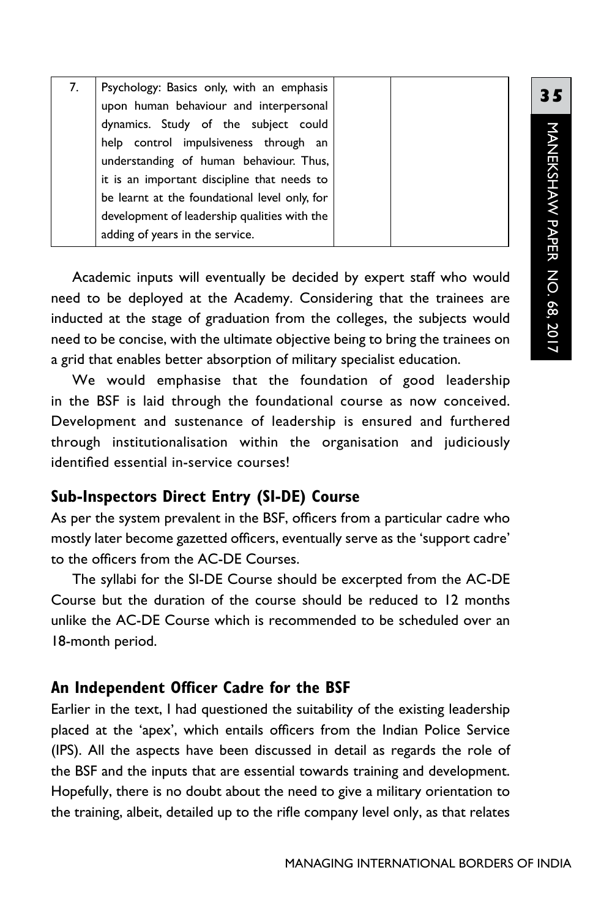| 7. | Psychology: Basics only, with an emphasis upon human behaviour and interpersonal dynamics. Study of the subject could help control impulsiveness through an understanding of human behaviour. Thus, it is an important discipline that needs to be learnt at the foundational level only, for development of leadership qualities with the adding of years in the service. | | |
|---|---|---|---|

Academic inputs will eventually be decided by expert staff who would need to be deployed at the Academy. Considering that the trainees are inducted at the stage of graduation from the colleges, the subjects would need to be concise, with the ultimate objective being to bring the trainees on a grid that enables better absorption of military specialist education.

We would emphasise that the foundation of good leadership in the BSF is laid through the foundational course as now conceived. Development and sustenance of leadership is ensured and furthered through institutionalisation within the organisation and judiciously identified essential in-service courses!

### Sub-Inspectors Direct Entry (SI-DE) Course

As per the system prevalent in the BSF, officers from a particular cadre who mostly later become gazetted officers, eventually serve as the 'support cadre' to the officers from the AC-DE Courses.

The syllabi for the SI-DE Course should be excerpted from the AC-DE Course but the duration of the course should be reduced to 12 months unlike the AC-DE Course which is recommended to be scheduled over an 18-month period.

### An Independent Officer Cadre for the BSF

Earlier in the text, I had questioned the suitability of the existing leadership placed at the 'apex', which entails officers from the Indian Police Service (IPS). All the aspects have been discussed in detail as regards the role of the BSF and the inputs that are essential towards training and development. Hopefully, there is no doubt about the need to give a military orientation to the training, albeit, detailed up to the rifle company level only, as that relates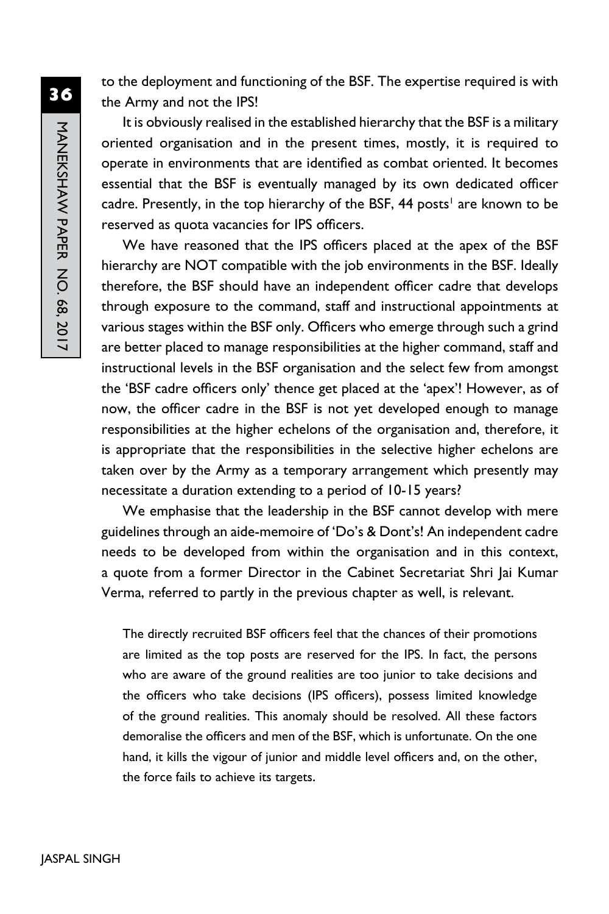to the deployment and functioning of the BSF. The expertise required is with the Army and not the IPS!

It is obviously realised in the established hierarchy that the BSF is a military oriented organisation and in the present times, mostly, it is required to operate in environments that are identified as combat oriented. It becomes essential that the BSF is eventually managed by its own dedicated officer cadre. Presently, in the top hierarchy of the BSF, 44 posts[1] are known to be reserved as quota vacancies for IPS officers.

We have reasoned that the IPS officers placed at the apex of the BSF hierarchy are NOT compatible with the job environments in the BSF. Ideally therefore, the BSF should have an independent officer cadre that develops through exposure to the command, staff and instructional appointments at various stages within the BSF only. Officers who emerge through such a grind are better placed to manage responsibilities at the higher command, staff and instructional levels in the BSF organisation and the select few from amongst the 'BSF cadre officers only' thence get placed at the 'apex'! However, as of now, the officer cadre in the BSF is not yet developed enough to manage responsibilities at the higher echelons of the organisation and, therefore, it is appropriate that the responsibilities in the selective higher echelons are taken over by the Army as a temporary arrangement which presently may necessitate a duration extending to a period of 10-15 years?

We emphasise that the leadership in the BSF cannot develop with mere guidelines through an aide-memoire of 'Do's & Dont's! An independent cadre needs to be developed from within the organisation and in this context, a quote from a former Director in the Cabinet Secretariat Shri Jai Kumar Verma, referred to partly in the previous chapter as well, is relevant.

> The directly recruited BSF officers feel that the chances of their promotions are limited as the top posts are reserved for the IPS. In fact, the persons who are aware of the ground realities are too junior to take decisions and the officers who take decisions (IPS officers), possess limited knowledge of the ground realities. This anomaly should be resolved. All these factors demoralise the officers and men of the BSF, which is unfortunate. On the one hand, it kills the vigour of junior and middle level officers and, on the other, the force fails to achieve its targets.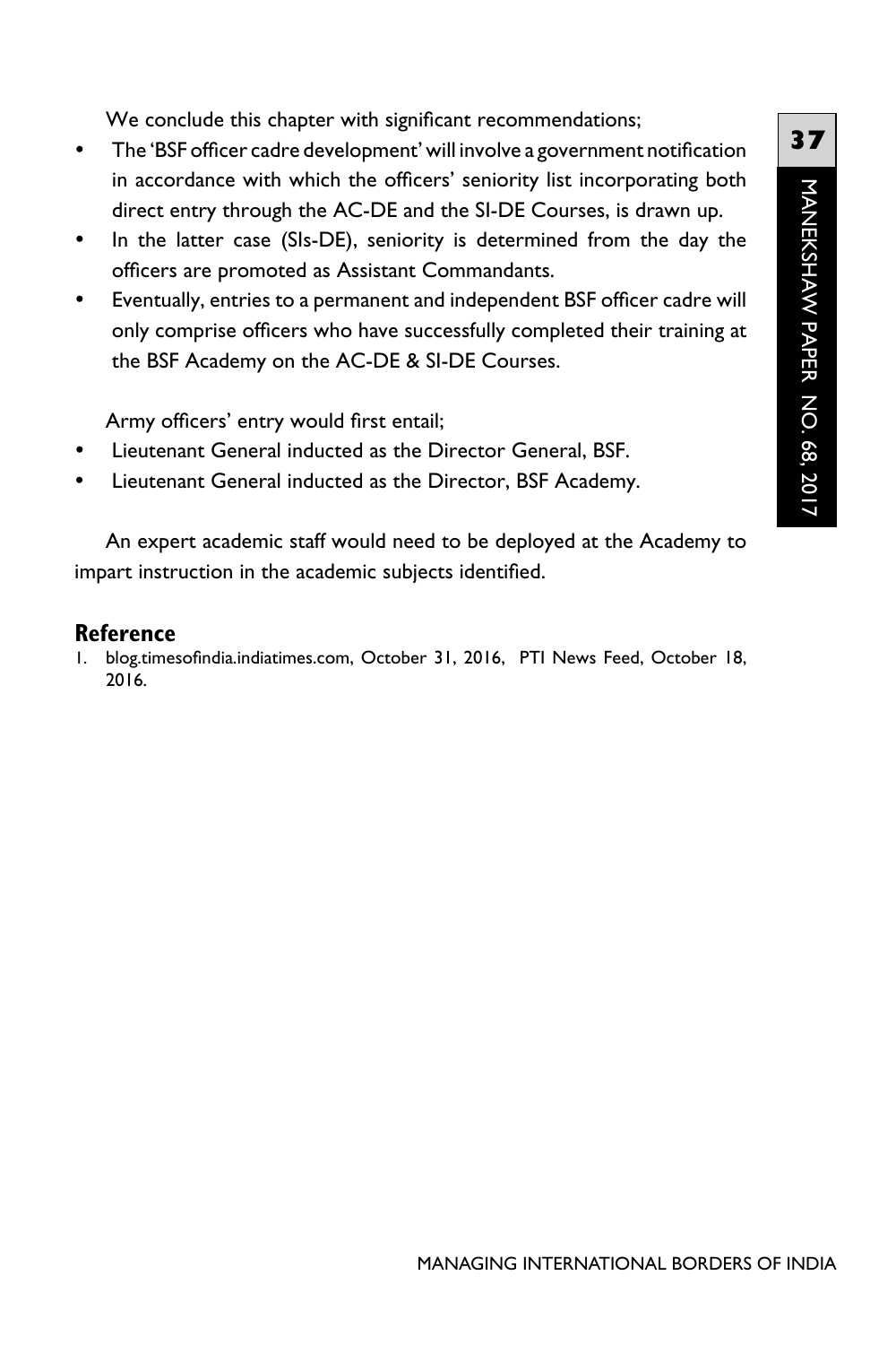We conclude this chapter with significant recommendations;

- The 'BSF officer cadre development' will involve a government notification in accordance with which the officers' seniority list incorporating both direct entry through the AC-DE and the SI-DE Courses, is drawn up.
- In the latter case (SIs-DE), seniority is determined from the day the officers are promoted as Assistant Commandants.
- Eventually, entries to a permanent and independent BSF officer cadre will only comprise officers who have successfully completed their training at the BSF Academy on the AC-DE & SI-DE Courses.

Army officers' entry would first entail;

- Lieutenant General inducted as the Director General, BSF.
- Lieutenant General inducted as the Director, BSF Academy.

An expert academic staff would need to be deployed at the Academy to impart instruction in the academic subjects identified.

## Reference

1. blog.timesofindia.indiatimes.com, October 31, 2016, PTI News Feed, October 18, 2016.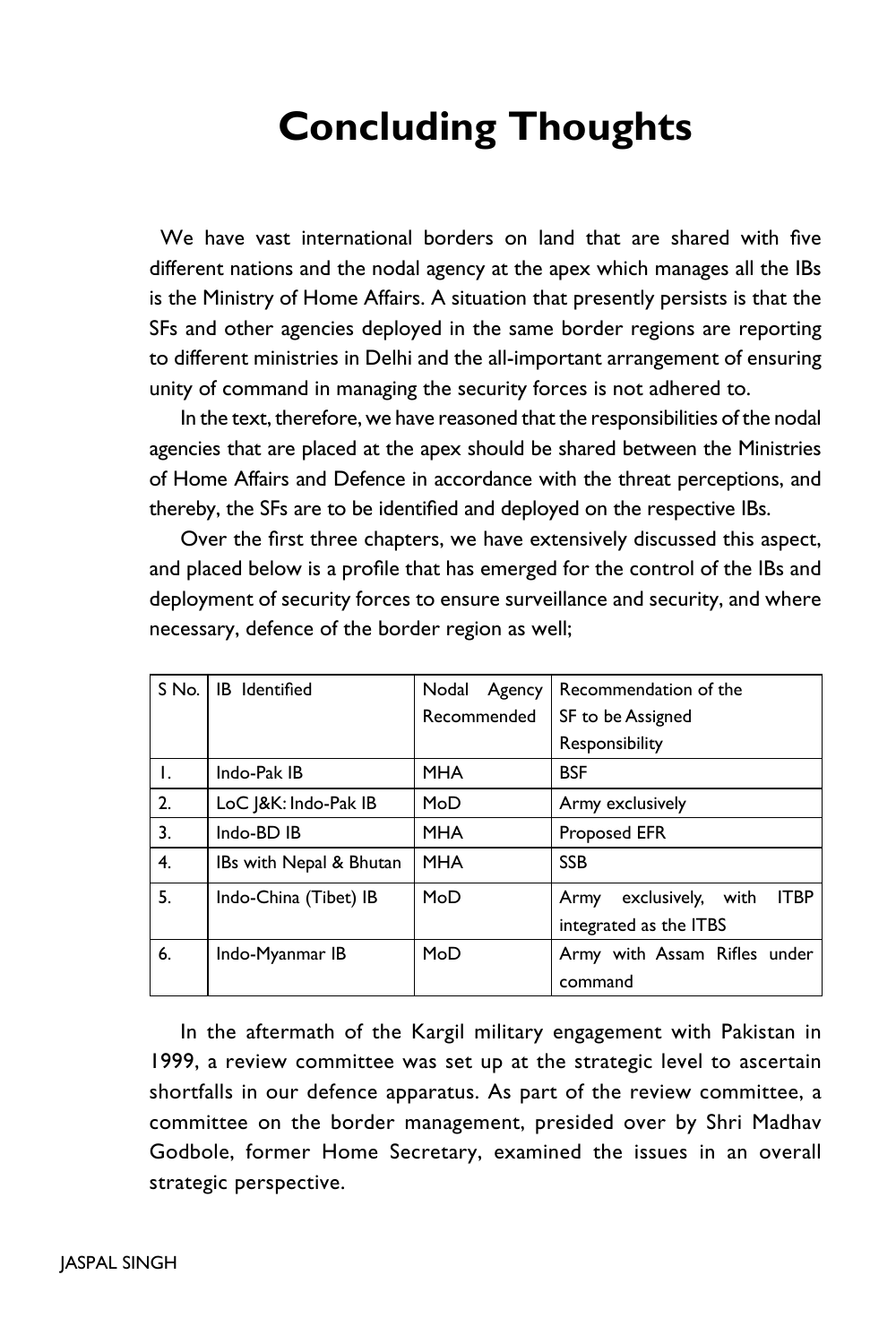# Concluding Thoughts

We have vast international borders on land that are shared with five different nations and the nodal agency at the apex which manages all the IBs is the Ministry of Home Affairs. A situation that presently persists is that the SFs and other agencies deployed in the same border regions are reporting to different ministries in Delhi and the all-important arrangement of ensuring unity of command in managing the security forces is not adhered to.

In the text, therefore, we have reasoned that the responsibilities of the nodal agencies that are placed at the apex should be shared between the Ministries of Home Affairs and Defence in accordance with the threat perceptions, and thereby, the SFs are to be identified and deployed on the respective IBs.

Over the first three chapters, we have extensively discussed this aspect, and placed below is a profile that has emerged for the control of the IBs and deployment of security forces to ensure surveillance and security, and where necessary, defence of the border region as well;

| S No. | IB Identified | Nodal Agency Recommended | Recommendation of the SF to be Assigned Responsibility |
|---|---|---|---|
| 1. | Indo-Pak IB | MHA | BSF |
| 2. | LoC J&K: Indo-Pak IB | MoD | Army exclusively |
| 3. | Indo-BD IB | MHA | Proposed EFR |
| 4. | IBs with Nepal & Bhutan | MHA | SSB |
| 5. | Indo-China (Tibet) IB | MoD | Army exclusively, with ITBP integrated as the ITBS |
| 6. | Indo-Myanmar IB | MoD | Army with Assam Rifles under command |

In the aftermath of the Kargil military engagement with Pakistan in 1999, a review committee was set up at the strategic level to ascertain shortfalls in our defence apparatus. As part of the review committee, a committee on the border management, presided over by Shri Madhav Godbole, former Home Secretary, examined the issues in an overall strategic perspective.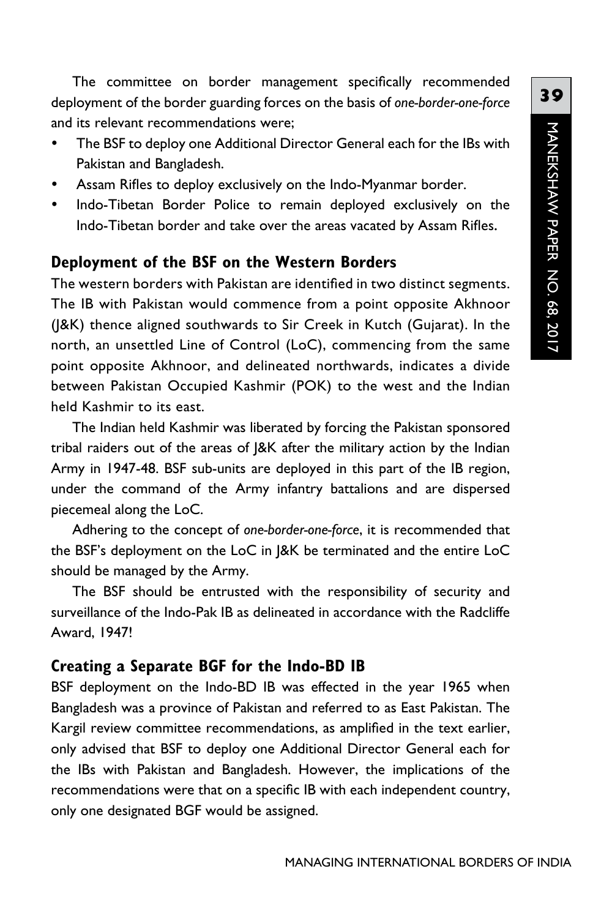The committee on border management specifically recommended deployment of the border guarding forces on the basis of *one-border-one-force* and its relevant recommendations were;

- The BSF to deploy one Additional Director General each for the IBs with Pakistan and Bangladesh.
- Assam Rifles to deploy exclusively on the Indo-Myanmar border.
- Indo-Tibetan Border Police to remain deployed exclusively on the Indo-Tibetan border and take over the areas vacated by Assam Rifles.

## Deployment of the BSF on the Western Borders

The western borders with Pakistan are identified in two distinct segments. The IB with Pakistan would commence from a point opposite Akhnoor (J&K) thence aligned southwards to Sir Creek in Kutch (Gujarat). In the north, an unsettled Line of Control (LoC), commencing from the same point opposite Akhnoor, and delineated northwards, indicates a divide between Pakistan Occupied Kashmir (POK) to the west and the Indian held Kashmir to its east.

The Indian held Kashmir was liberated by forcing the Pakistan sponsored tribal raiders out of the areas of J&K after the military action by the Indian Army in 1947-48. BSF sub-units are deployed in this part of the IB region, under the command of the Army infantry battalions and are dispersed piecemeal along the LoC.

Adhering to the concept of *one-border-one-force*, it is recommended that the BSF's deployment on the LoC in J&K be terminated and the entire LoC should be managed by the Army.

The BSF should be entrusted with the responsibility of security and surveillance of the Indo-Pak IB as delineated in accordance with the Radcliffe Award, 1947!

## Creating a Separate BGF for the Indo-BD IB

BSF deployment on the Indo-BD IB was effected in the year 1965 when Bangladesh was a province of Pakistan and referred to as East Pakistan. The Kargil review committee recommendations, as amplified in the text earlier, only advised that BSF to deploy one Additional Director General each for the IBs with Pakistan and Bangladesh. However, the implications of the recommendations were that on a specific IB with each independent country, only one designated BGF would be assigned.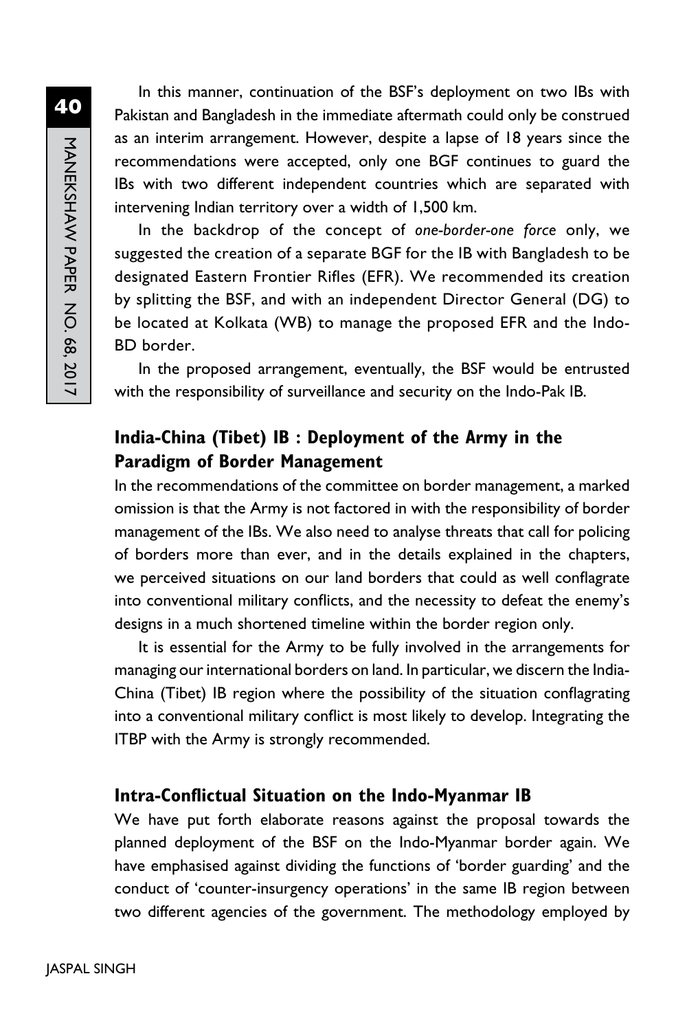In this manner, continuation of the BSF's deployment on two IBs with Pakistan and Bangladesh in the immediate aftermath could only be construed as an interim arrangement. However, despite a lapse of 18 years since the recommendations were accepted, only one BGF continues to guard the IBs with two different independent countries which are separated with intervening Indian territory over a width of 1,500 km.

In the backdrop of the concept of *one-border-one force* only, we suggested the creation of a separate BGF for the IB with Bangladesh to be designated Eastern Frontier Rifles (EFR). We recommended its creation by splitting the BSF, and with an independent Director General (DG) to be located at Kolkata (WB) to manage the proposed EFR and the Indo-BD border.

In the proposed arrangement, eventually, the BSF would be entrusted with the responsibility of surveillance and security on the Indo-Pak IB.

### India-China (Tibet) IB : Deployment of the Army in the Paradigm of Border Management

In the recommendations of the committee on border management, a marked omission is that the Army is not factored in with the responsibility of border management of the IBs. We also need to analyse threats that call for policing of borders more than ever, and in the details explained in the chapters, we perceived situations on our land borders that could as well conflagrate into conventional military conflicts, and the necessity to defeat the enemy's designs in a much shortened timeline within the border region only.

It is essential for the Army to be fully involved in the arrangements for managing our international borders on land. In particular, we discern the India-China (Tibet) IB region where the possibility of the situation conflagrating into a conventional military conflict is most likely to develop. Integrating the ITBP with the Army is strongly recommended.

### Intra-Conflictual Situation on the Indo-Myanmar IB

We have put forth elaborate reasons against the proposal towards the planned deployment of the BSF on the Indo-Myanmar border again. We have emphasised against dividing the functions of 'border guarding' and the conduct of 'counter-insurgency operations' in the same IB region between two different agencies of the government. The methodology employed by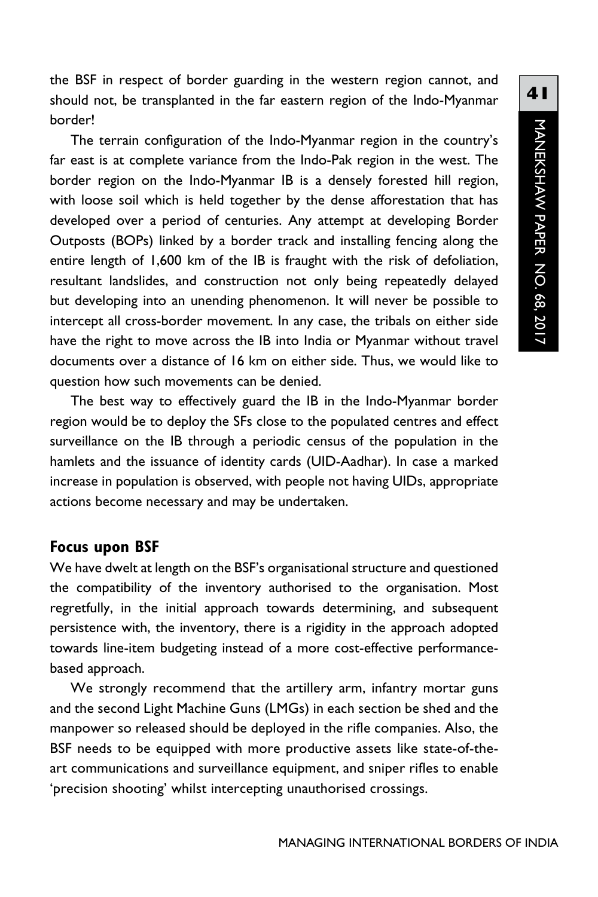the BSF in respect of border guarding in the western region cannot, and should not, be transplanted in the far eastern region of the Indo-Myanmar border!

The terrain configuration of the Indo-Myanmar region in the country's far east is at complete variance from the Indo-Pak region in the west. The border region on the Indo-Myanmar IB is a densely forested hill region, with loose soil which is held together by the dense afforestation that has developed over a period of centuries. Any attempt at developing Border Outposts (BOPs) linked by a border track and installing fencing along the entire length of 1,600 km of the IB is fraught with the risk of defoliation, resultant landslides, and construction not only being repeatedly delayed but developing into an unending phenomenon. It will never be possible to intercept all cross-border movement. In any case, the tribals on either side have the right to move across the IB into India or Myanmar without travel documents over a distance of 16 km on either side. Thus, we would like to question how such movements can be denied.

The best way to effectively guard the IB in the Indo-Myanmar border region would be to deploy the SFs close to the populated centres and effect surveillance on the IB through a periodic census of the population in the hamlets and the issuance of identity cards (UID-Aadhar). In case a marked increase in population is observed, with people not having UIDs, appropriate actions become necessary and may be undertaken.

## Focus upon BSF

We have dwelt at length on the BSF's organisational structure and questioned the compatibility of the inventory authorised to the organisation. Most regretfully, in the initial approach towards determining, and subsequent persistence with, the inventory, there is a rigidity in the approach adopted towards line-item budgeting instead of a more cost-effective performance-based approach.

We strongly recommend that the artillery arm, infantry mortar guns and the second Light Machine Guns (LMGs) in each section be shed and the manpower so released should be deployed in the rifle companies. Also, the BSF needs to be equipped with more productive assets like state-of-the-art communications and surveillance equipment, and sniper rifles to enable 'precision shooting' whilst intercepting unauthorised crossings.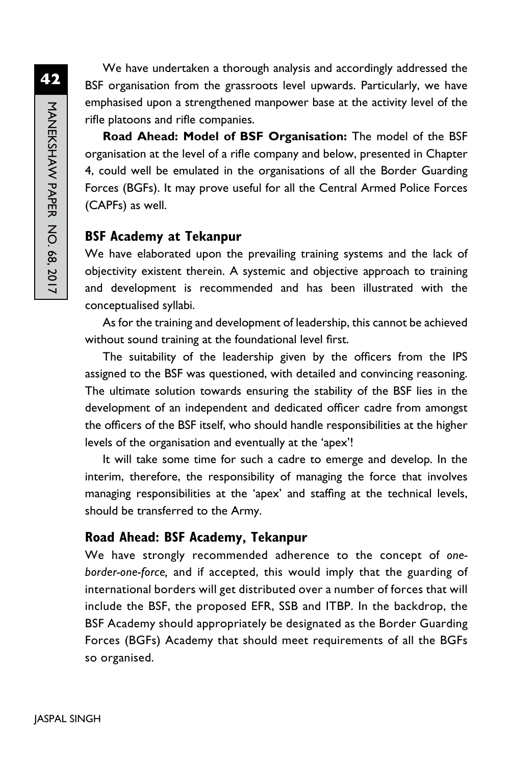We have undertaken a thorough analysis and accordingly addressed the BSF organisation from the grassroots level upwards. Particularly, we have emphasised upon a strengthened manpower base at the activity level of the rifle platoons and rifle companies.

**Road Ahead: Model of BSF Organisation:** The model of the BSF organisation at the level of a rifle company and below, presented in Chapter 4, could well be emulated in the organisations of all the Border Guarding Forces (BGFs). It may prove useful for all the Central Armed Police Forces (CAPFs) as well.

### BSF Academy at Tekanpur

We have elaborated upon the prevailing training systems and the lack of objectivity existent therein. A systemic and objective approach to training and development is recommended and has been illustrated with the conceptualised syllabi.

As for the training and development of leadership, this cannot be achieved without sound training at the foundational level first.

The suitability of the leadership given by the officers from the IPS assigned to the BSF was questioned, with detailed and convincing reasoning. The ultimate solution towards ensuring the stability of the BSF lies in the development of an independent and dedicated officer cadre from amongst the officers of the BSF itself, who should handle responsibilities at the higher levels of the organisation and eventually at the 'apex'!

It will take some time for such a cadre to emerge and develop. In the interim, therefore, the responsibility of managing the force that involves managing responsibilities at the 'apex' and staffing at the technical levels, should be transferred to the Army.

### Road Ahead: BSF Academy, Tekanpur

We have strongly recommended adherence to the concept of *one-border-one-force,* and if accepted, this would imply that the guarding of international borders will get distributed over a number of forces that will include the BSF, the proposed EFR, SSB and ITBP. In the backdrop, the BSF Academy should appropriately be designated as the Border Guarding Forces (BGFs) Academy that should meet requirements of all the BGFs so organised.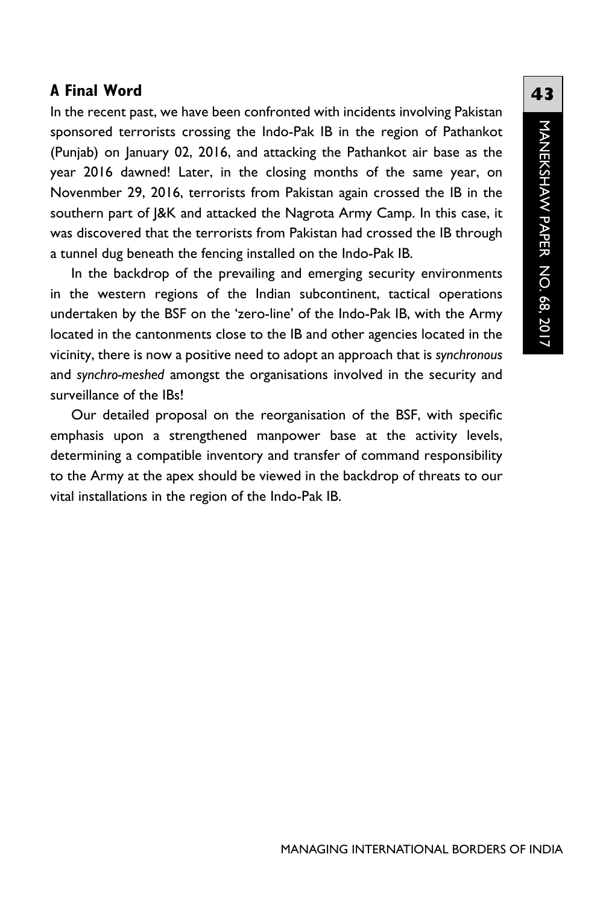## A Final Word

In the recent past, we have been confronted with incidents involving Pakistan sponsored terrorists crossing the Indo-Pak IB in the region of Pathankot (Punjab) on January 02, 2016, and attacking the Pathankot air base as the year 2016 dawned! Later, in the closing months of the same year, on Novenmber 29, 2016, terrorists from Pakistan again crossed the IB in the southern part of J&K and attacked the Nagrota Army Camp. In this case, it was discovered that the terrorists from Pakistan had crossed the IB through a tunnel dug beneath the fencing installed on the Indo-Pak IB.

In the backdrop of the prevailing and emerging security environments in the western regions of the Indian subcontinent, tactical operations undertaken by the BSF on the 'zero-line' of the Indo-Pak IB, with the Army located in the cantonments close to the IB and other agencies located in the vicinity, there is now a positive need to adopt an approach that is *synchronous* and *synchro-meshed* amongst the organisations involved in the security and surveillance of the IBs!

Our detailed proposal on the reorganisation of the BSF, with specific emphasis upon a strengthened manpower base at the activity levels, determining a compatible inventory and transfer of command responsibility to the Army at the apex should be viewed in the backdrop of threats to our vital installations in the region of the Indo-Pak IB.